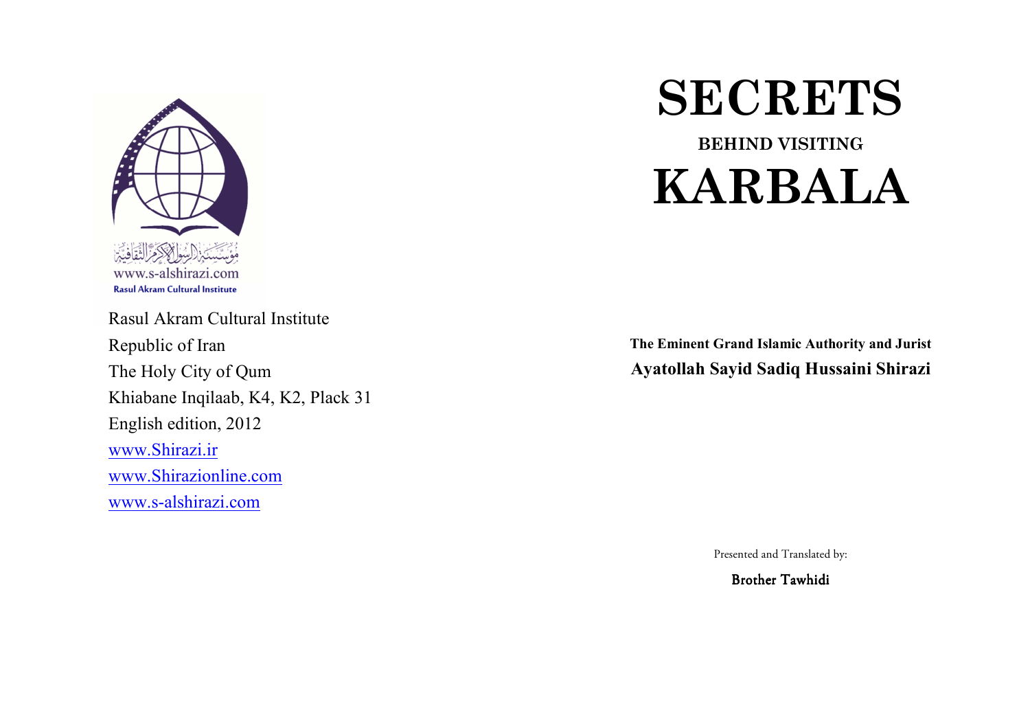مؤسسة الرسول الأكرم الثقافية
www.s-alshirazi.com
Rasul Akram Cultural Institute

Rasul Akram Cultural Institute
Republic of Iran
The Holy City of Qum
Khiabane Inqilaab, K4, K2, Plack 31
English edition, 2012
www.Shirazi.ir
www.Shirazionline.com
www.s-alshirazi.com

# SECRETS

## BEHIND VISITING

# KARBALA

**The Eminent Grand Islamic Authority and Jurist**

**Ayatollah Sayid Sadiq Hussaini Shirazi**

Presented and Translated by:

Brother Tawhidi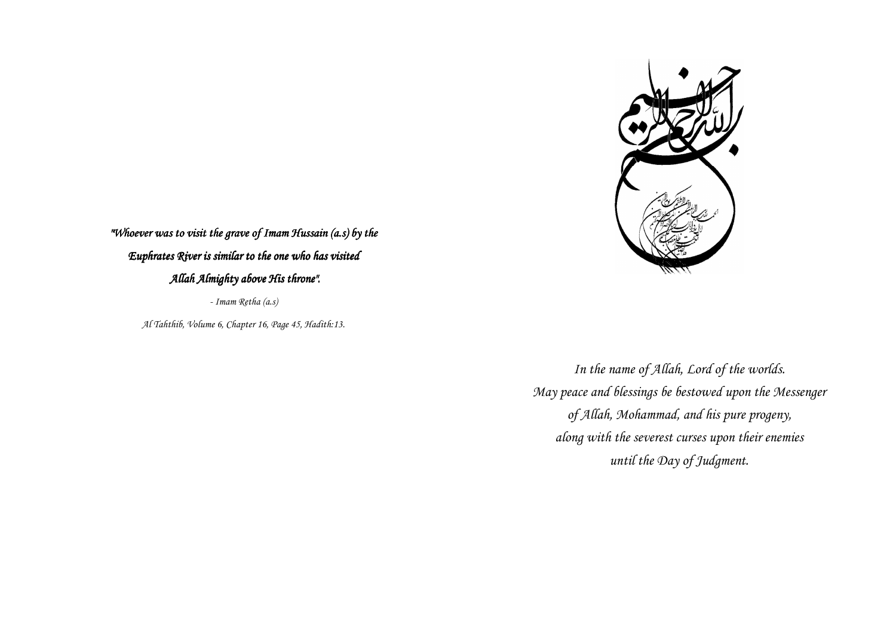*"Whoever was to visit the grave of Imam Hussain (a.s) by the Euphrates River is similar to the one who has visited Allah Almighty above His throne".*

*- Imam Retha (a.s)*

*Al Tahthib, Volume 6, Chapter 16, Page 45, Hadith:13.*

*In the name of Allah, Lord of the worlds.*
*May peace and blessings be bestowed upon the Messenger of Allah, Mohammad, and his pure progeny, along with the severest curses upon their enemies until the Day of Judgment.*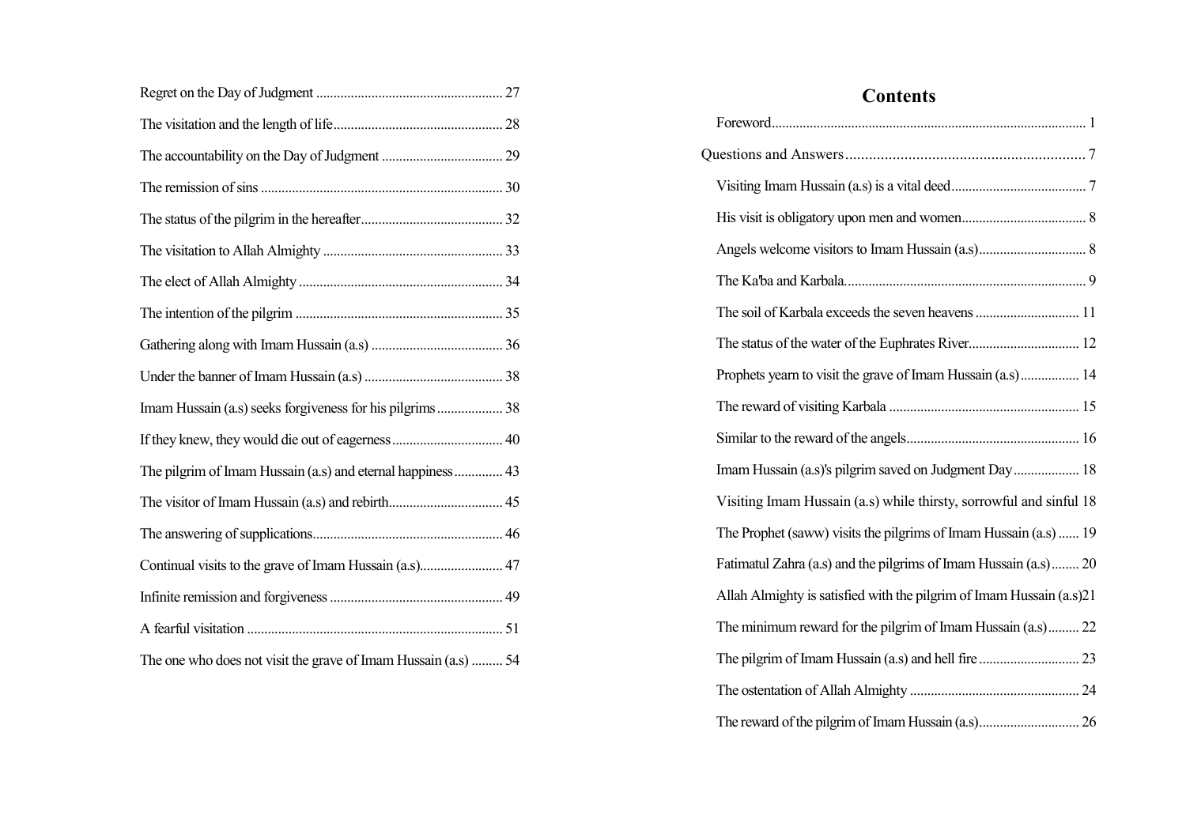## Contents

Foreword 1

Questions and Answers 7

Visiting Imam Hussain (a.s) is a vital deed 7

His visit is obligatory upon men and women 8

Angels welcome visitors to Imam Hussain (a.s) 8

The Ka'ba and Karbala 9

The soil of Karbala exceeds the seven heavens 11

The status of the water of the Euphrates River 12

Prophets yearn to visit the grave of Imam Hussain (a.s) 14

The reward of visiting Karbala 15

Similar to the reward of the angels 16

Imam Hussain (a.s)'s pilgrim saved on Judgment Day 18

Visiting Imam Hussain (a.s) while thirsty, sorrowful and sinful 18

The Prophet (saww) visits the pilgrims of Imam Hussain (a.s) 19

Fatimatul Zahra (a.s) and the pilgrims of Imam Hussain (a.s) 20

Allah Almighty is satisfied with the pilgrim of Imam Hussain (a.s) 21

The minimum reward for the pilgrim of Imam Hussain (a.s) 22

The pilgrim of Imam Hussain (a.s) and hell fire 23

The ostentation of Allah Almighty 24

The reward of the pilgrim of Imam Hussain (a.s) 26

Regret on the Day of Judgment 27

The visitation and the length of life 28

The accountability on the Day of Judgment 29

The remission of sins 30

The status of the pilgrim in the hereafter 32

The visitation to Allah Almighty 33

The elect of Allah Almighty 34

The intention of the pilgrim 35

Gathering along with Imam Hussain (a.s) 36

Under the banner of Imam Hussain (a.s) 38

Imam Hussain (a.s) seeks forgiveness for his pilgrims 38

If they knew, they would die out of eagerness 40

The pilgrim of Imam Hussain (a.s) and eternal happiness 43

The visitor of Imam Hussain (a.s) and rebirth 45

The answering of supplications 46

Continual visits to the grave of Imam Hussain (a.s) 47

Infinite remission and forgiveness 49

A fearful visitation 51

The one who does not visit the grave of Imam Hussain (a.s) 54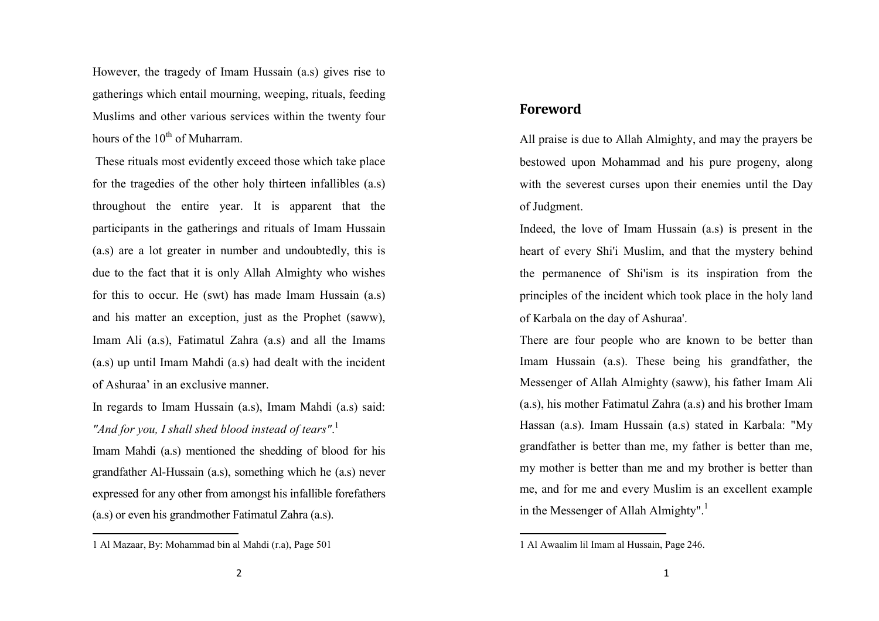## Foreword

All praise is due to Allah Almighty, and may the prayers be bestowed upon Mohammad and his pure progeny, along with the severest curses upon their enemies until the Day of Judgment.

Indeed, the love of Imam Hussain (a.s) is present in the heart of every Shi'i Muslim, and that the mystery behind the permanence of Shi'ism is its inspiration from the principles of the incident which took place in the holy land of Karbala on the day of Ashuraa'.

There are four people who are known to be better than Imam Hussain (a.s). These being his grandfather, the Messenger of Allah Almighty (saww), his father Imam Ali (a.s), his mother Fatimatul Zahra (a.s) and his brother Imam Hassan (a.s). Imam Hussain (a.s) stated in Karbala: "My grandfather is better than me, my father is better than me, my mother is better than me and my brother is better than me, and for me and every Muslim is an excellent example in the Messenger of Allah Almighty".[1]

[1] Al Awaalim lil Imam al Hussain, Page 246.

However, the tragedy of Imam Hussain (a.s) gives rise to gatherings which entail mourning, weeping, rituals, feeding Muslims and other various services within the twenty four hours of the 10th of Muharram.

These rituals most evidently exceed those which take place for the tragedies of the other holy thirteen infallibles (a.s) throughout the entire year. It is apparent that the participants in the gatherings and rituals of Imam Hussain (a.s) are a lot greater in number and undoubtedly, this is due to the fact that it is only Allah Almighty who wishes for this to occur. He (swt) has made Imam Hussain (a.s) and his matter an exception, just as the Prophet (saww), Imam Ali (a.s), Fatimatul Zahra (a.s) and all the Imams (a.s) up until Imam Mahdi (a.s) had dealt with the incident of Ashuraa' in an exclusive manner.

In regards to Imam Hussain (a.s), Imam Mahdi (a.s) said: *"And for you, I shall shed blood instead of tears"*.[1]

Imam Mahdi (a.s) mentioned the shedding of blood for his grandfather Al-Hussain (a.s), something which he (a.s) never expressed for any other from amongst his infallible forefathers (a.s) or even his grandmother Fatimatul Zahra (a.s).

[1] Al Mazaar, By: Mohammad bin al Mahdi (r.a), Page 501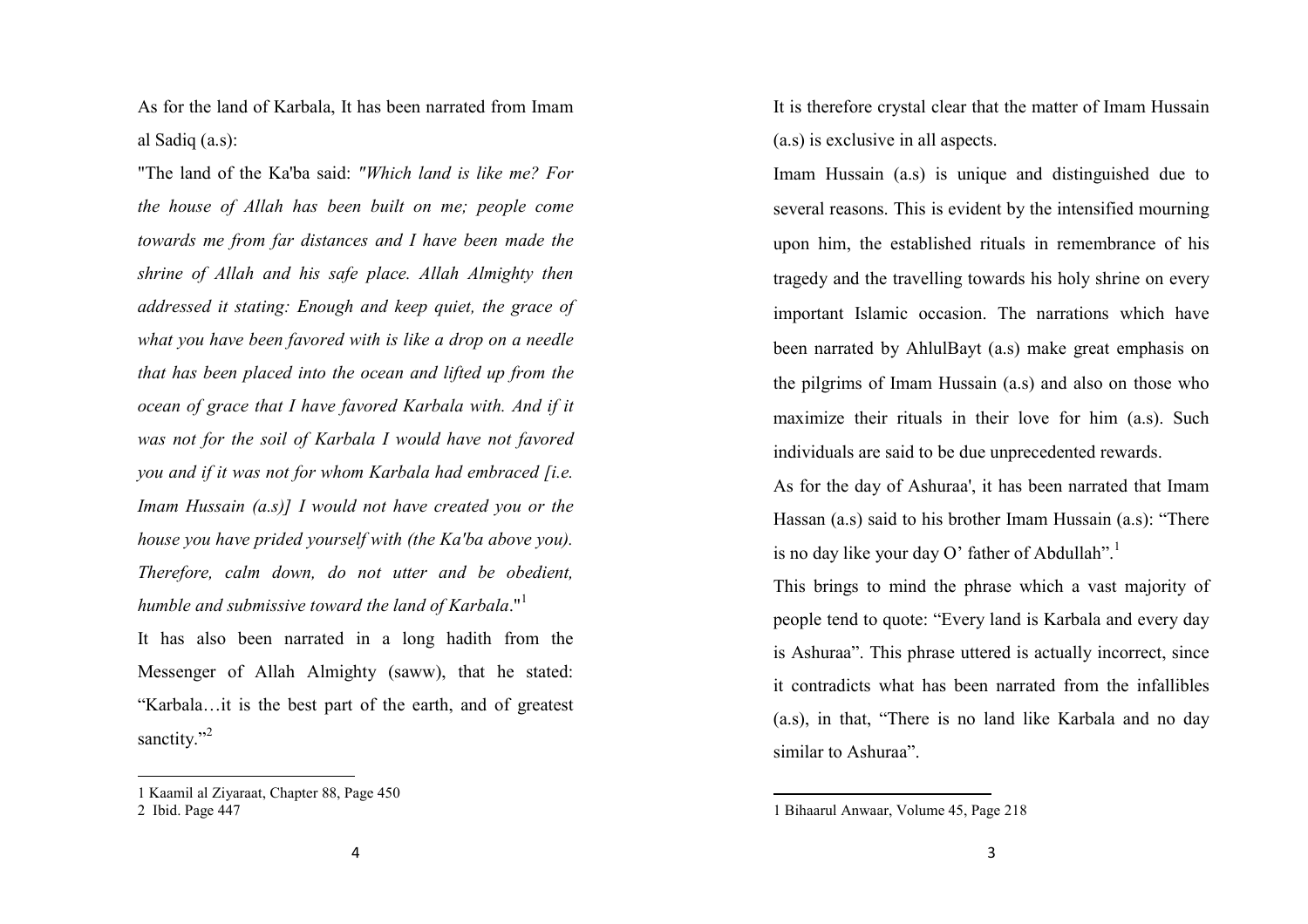It is therefore crystal clear that the matter of Imam Hussain (a.s) is exclusive in all aspects.

Imam Hussain (a.s) is unique and distinguished due to several reasons. This is evident by the intensified mourning upon him, the established rituals in remembrance of his tragedy and the travelling towards his holy shrine on every important Islamic occasion. The narrations which have been narrated by AhlulBayt (a.s) make great emphasis on the pilgrims of Imam Hussain (a.s) and also on those who maximize their rituals in their love for him (a.s). Such individuals are said to be due unprecedented rewards.

As for the day of Ashuraa', it has been narrated that Imam Hassan (a.s) said to his brother Imam Hussain (a.s): "There is no day like your day O' father of Abdullah".[1]

This brings to mind the phrase which a vast majority of people tend to quote: "Every land is Karbala and every day is Ashuraa". This phrase uttered is actually incorrect, since it contradicts what has been narrated from the infallibles (a.s), in that, "There is no land like Karbala and no day similar to Ashuraa".

1 Bihaarul Anwaar, Volume 45, Page 218

As for the land of Karbala, It has been narrated from Imam al Sadiq (a.s):

"The land of the Ka'ba said: *"Which land is like me? For the house of Allah has been built on me; people come towards me from far distances and I have been made the shrine of Allah and his safe place. Allah Almighty then addressed it stating: Enough and keep quiet, the grace of what you have been favored with is like a drop on a needle that has been placed into the ocean and lifted up from the ocean of grace that I have favored Karbala with. And if it was not for the soil of Karbala I would have not favored you and if it was not for whom Karbala had embraced [i.e. Imam Hussain (a.s)] I would not have created you or the house you have prided yourself with (the Ka'ba above you). Therefore, calm down, do not utter and be obedient, humble and submissive toward the land of Karbala*."[1]

It has also been narrated in a long hadith from the Messenger of Allah Almighty (saww), that he stated: "Karbala…it is the best part of the earth, and of greatest sanctity."[2]

1 Kaamil al Ziyaraat, Chapter 88, Page 450
2 Ibid. Page 447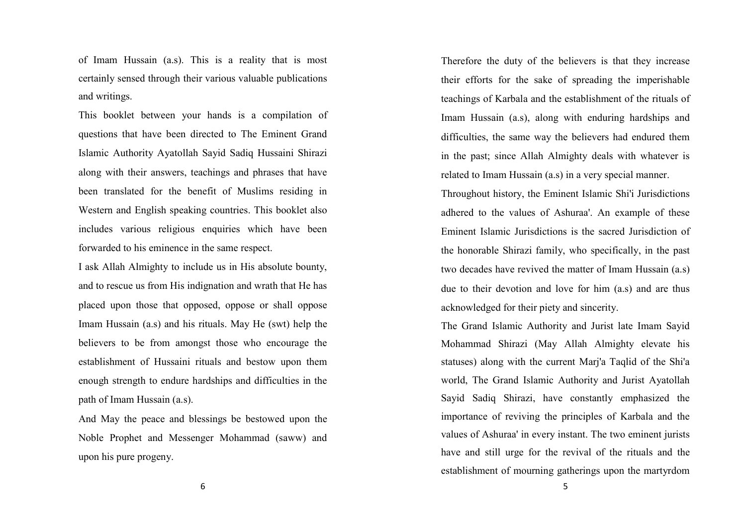Therefore the duty of the believers is that they increase their efforts for the sake of spreading the imperishable teachings of Karbala and the establishment of the rituals of Imam Hussain (a.s), along with enduring hardships and difficulties, the same way the believers had endured them in the past; since Allah Almighty deals with whatever is related to Imam Hussain (a.s) in a very special manner.

Throughout history, the Eminent Islamic Shi'i Jurisdictions adhered to the values of Ashuraa'. An example of these Eminent Islamic Jurisdictions is the sacred Jurisdiction of the honorable Shirazi family, who specifically, in the past two decades have revived the matter of Imam Hussain (a.s) due to their devotion and love for him (a.s) and are thus acknowledged for their piety and sincerity.

The Grand Islamic Authority and Jurist late Imam Sayid Mohammad Shirazi (May Allah Almighty elevate his statuses) along with the current Marj'a Taqlid of the Shi'a world, The Grand Islamic Authority and Jurist Ayatollah Sayid Sadiq Shirazi, have constantly emphasized the importance of reviving the principles of Karbala and the values of Ashuraa' in every instant. The two eminent jurists have and still urge for the revival of the rituals and the establishment of mourning gatherings upon the martyrdom of Imam Hussain (a.s). This is a reality that is most certainly sensed through their various valuable publications and writings.

This booklet between your hands is a compilation of questions that have been directed to The Eminent Grand Islamic Authority Ayatollah Sayid Sadiq Hussaini Shirazi along with their answers, teachings and phrases that have been translated for the benefit of Muslims residing in Western and English speaking countries. This booklet also includes various religious enquiries which have been forwarded to his eminence in the same respect.

I ask Allah Almighty to include us in His absolute bounty, and to rescue us from His indignation and wrath that He has placed upon those that opposed, oppose or shall oppose Imam Hussain (a.s) and his rituals. May He (swt) help the believers to be from amongst those who encourage the establishment of Hussaini rituals and bestow upon them enough strength to endure hardships and difficulties in the path of Imam Hussain (a.s).

And May the peace and blessings be bestowed upon the Noble Prophet and Messenger Mohammad (saww) and upon his pure progeny.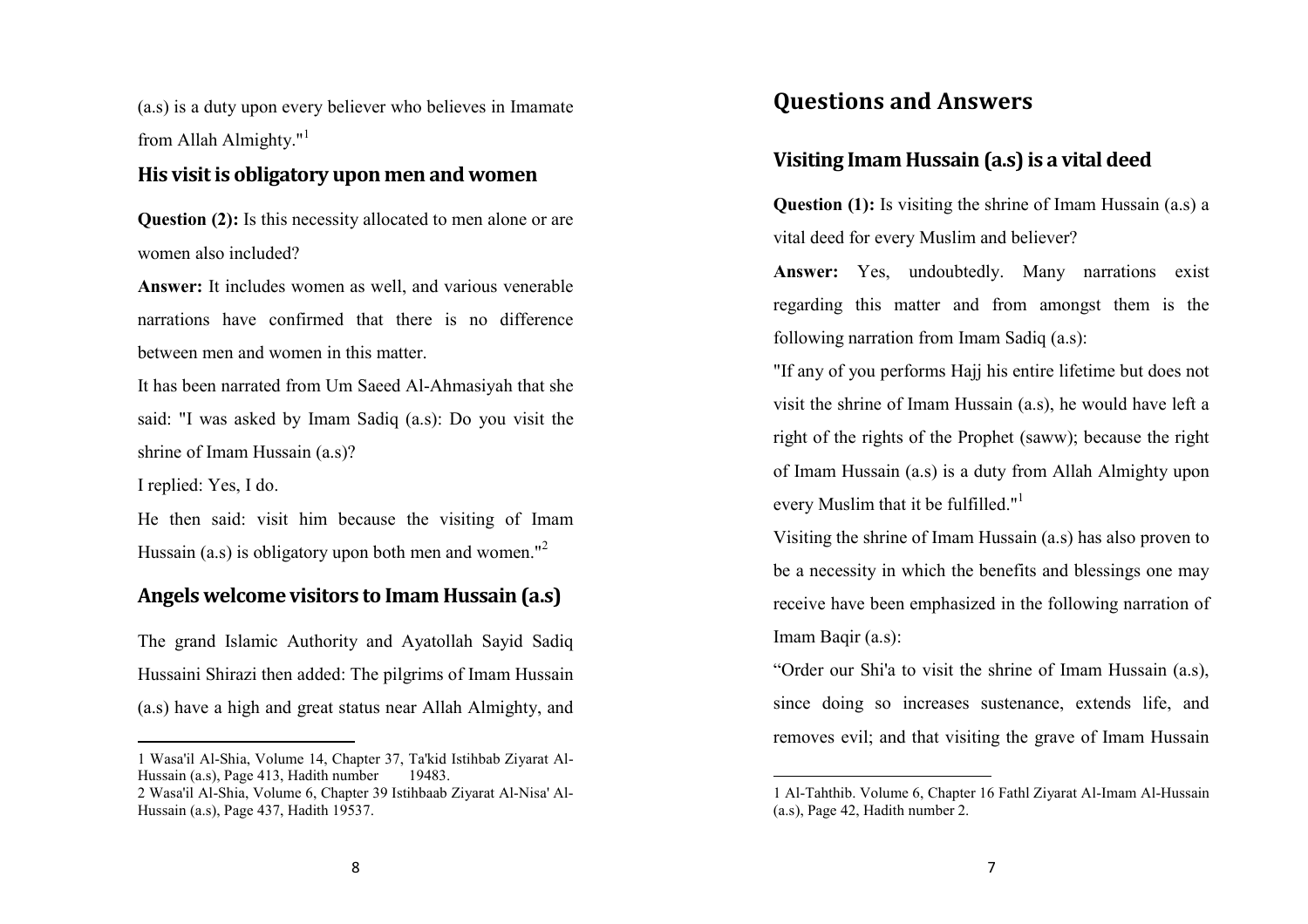# Questions and Answers

## Visiting Imam Hussain (a.s) is a vital deed

**Question (1):** Is visiting the shrine of Imam Hussain (a.s) a vital deed for every Muslim and believer?

**Answer:** Yes, undoubtedly. Many narrations exist regarding this matter and from amongst them is the following narration from Imam Sadiq (a.s):

"If any of you performs Hajj his entire lifetime but does not visit the shrine of Imam Hussain (a.s), he would have left a right of the rights of the Prophet (saww); because the right of Imam Hussain (a.s) is a duty from Allah Almighty upon every Muslim that it be fulfilled."[1]

Visiting the shrine of Imam Hussain (a.s) has also proven to be a necessity in which the benefits and blessings one may receive have been emphasized in the following narration of Imam Baqir (a.s):

"Order our Shi'a to visit the shrine of Imam Hussain (a.s), since doing so increases sustenance, extends life, and removes evil; and that visiting the grave of Imam Hussain

1 Al-Tahthib. Volume 6, Chapter 16 Fathl Ziyarat Al-Imam Al-Hussain (a.s), Page 42, Hadith number 2.

(a.s) is a duty upon every believer who believes in Imamate from Allah Almighty."[1]

## His visit is obligatory upon men and women

**Question (2):** Is this necessity allocated to men alone or are women also included?

**Answer:** It includes women as well, and various venerable narrations have confirmed that there is no difference between men and women in this matter.

It has been narrated from Um Saeed Al-Ahmasiyah that she said: "I was asked by Imam Sadiq (a.s): Do you visit the shrine of Imam Hussain (a.s)?

I replied: Yes, I do.

He then said: visit him because the visiting of Imam Hussain (a.s) is obligatory upon both men and women."[2]

## Angels welcome visitors to Imam Hussain (a.s)

The grand Islamic Authority and Ayatollah Sayid Sadiq Hussaini Shirazi then added: The pilgrims of Imam Hussain (a.s) have a high and great status near Allah Almighty, and

1 Wasa'il Al-Shia, Volume 14, Chapter 37, Ta'kid Istihbab Ziyarat Al-Hussain (a.s), Page 413, Hadith number 19483.

2 Wasa'il Al-Shia, Volume 6, Chapter 39 Istihbaab Ziyarat Al-Nisa' Al-Hussain (a.s), Page 437, Hadith 19537.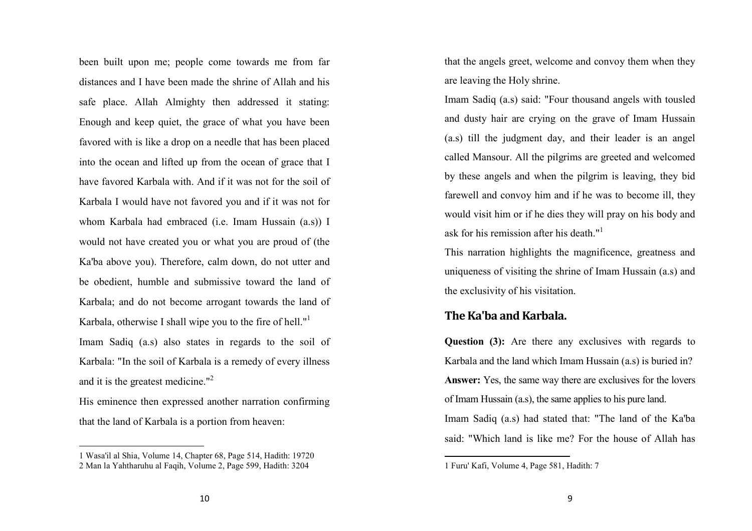that the angels greet, welcome and convoy them when they are leaving the Holy shrine.

Imam Sadiq (a.s) said: "Four thousand angels with tousled and dusty hair are crying on the grave of Imam Hussain (a.s) till the judgment day, and their leader is an angel called Mansour. All the pilgrims are greeted and welcomed by these angels and when the pilgrim is leaving, they bid farewell and convoy him and if he was to become ill, they would visit him or if he dies they will pray on his body and ask for his remission after his death."[1]

This narration highlights the magnificence, greatness and uniqueness of visiting the shrine of Imam Hussain (a.s) and the exclusivity of his visitation.

## The Ka'ba and Karbala.

**Question (3):** Are there any exclusives with regards to Karbala and the land which Imam Hussain (a.s) is buried in?

**Answer:** Yes, the same way there are exclusives for the lovers of Imam Hussain (a.s), the same applies to his pure land.

Imam Sadiq (a.s) had stated that: "The land of the Ka'ba said: "Which land is like me? For the house of Allah has

---

1 Furu' Kafi, Volume 4, Page 581, Hadith: 7

---

been built upon me; people come towards me from far distances and I have been made the shrine of Allah and his safe place. Allah Almighty then addressed it stating: Enough and keep quiet, the grace of what you have been favored with is like a drop on a needle that has been placed into the ocean and lifted up from the ocean of grace that I have favored Karbala with. And if it was not for the soil of Karbala I would have not favored you and if it was not for whom Karbala had embraced (i.e. Imam Hussain (a.s)) I would not have created you or what you are proud of (the Ka'ba above you). Therefore, calm down, do not utter and be obedient, humble and submissive toward the land of Karbala; and do not become arrogant towards the land of Karbala, otherwise I shall wipe you to the fire of hell."[1]

Imam Sadiq (a.s) also states in regards to the soil of Karbala: "In the soil of Karbala is a remedy of every illness and it is the greatest medicine."[2]

His eminence then expressed another narration confirming that the land of Karbala is a portion from heaven:

---

1 Wasa'il al Shia, Volume 14, Chapter 68, Page 514, Hadith: 19720

2 Man la Yahtharuhu al Faqih, Volume 2, Page 599, Hadith: 3204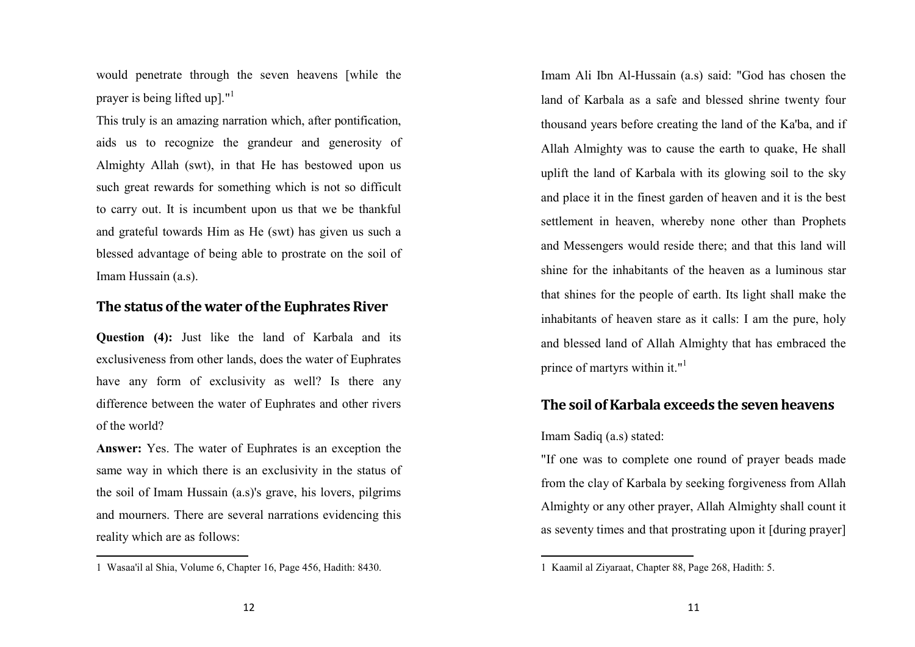Imam Ali Ibn Al-Hussain (a.s) said: "God has chosen the land of Karbala as a safe and blessed shrine twenty four thousand years before creating the land of the Ka'ba, and if Allah Almighty was to cause the earth to quake, He shall uplift the land of Karbala with its glowing soil to the sky and place it in the finest garden of heaven and it is the best settlement in heaven, whereby none other than Prophets and Messengers would reside there; and that this land will shine for the inhabitants of the heaven as a luminous star that shines for the people of earth. Its light shall make the inhabitants of heaven stare as it calls: I am the pure, holy and blessed land of Allah Almighty that has embraced the prince of martyrs within it."[1]

## The soil of Karbala exceeds the seven heavens

Imam Sadiq (a.s) stated:

"If one was to complete one round of prayer beads made from the clay of Karbala by seeking forgiveness from Allah Almighty or any other prayer, Allah Almighty shall count it as seventy times and that prostrating upon it [during prayer] would penetrate through the seven heavens [while the prayer is being lifted up]."[1]

This truly is an amazing narration which, after pontification, aids us to recognize the grandeur and generosity of Almighty Allah (swt), in that He has bestowed upon us such great rewards for something which is not so difficult to carry out. It is incumbent upon us that we be thankful and grateful towards Him as He (swt) has given us such a blessed advantage of being able to prostrate on the soil of Imam Hussain (a.s).

## The status of the water of the Euphrates River

**Question (4):** Just like the land of Karbala and its exclusiveness from other lands, does the water of Euphrates have any form of exclusivity as well? Is there any difference between the water of Euphrates and other rivers of the world?

**Answer:** Yes. The water of Euphrates is an exception the same way in which there is an exclusivity in the status of the soil of Imam Hussain (a.s)'s grave, his lovers, pilgrims and mourners. There are several narrations evidencing this reality which are as follows:

---

1 Kaamil al Ziyaraat, Chapter 88, Page 268, Hadith: 5.

1 Wasaa'il al Shia, Volume 6, Chapter 16, Page 456, Hadith: 8430.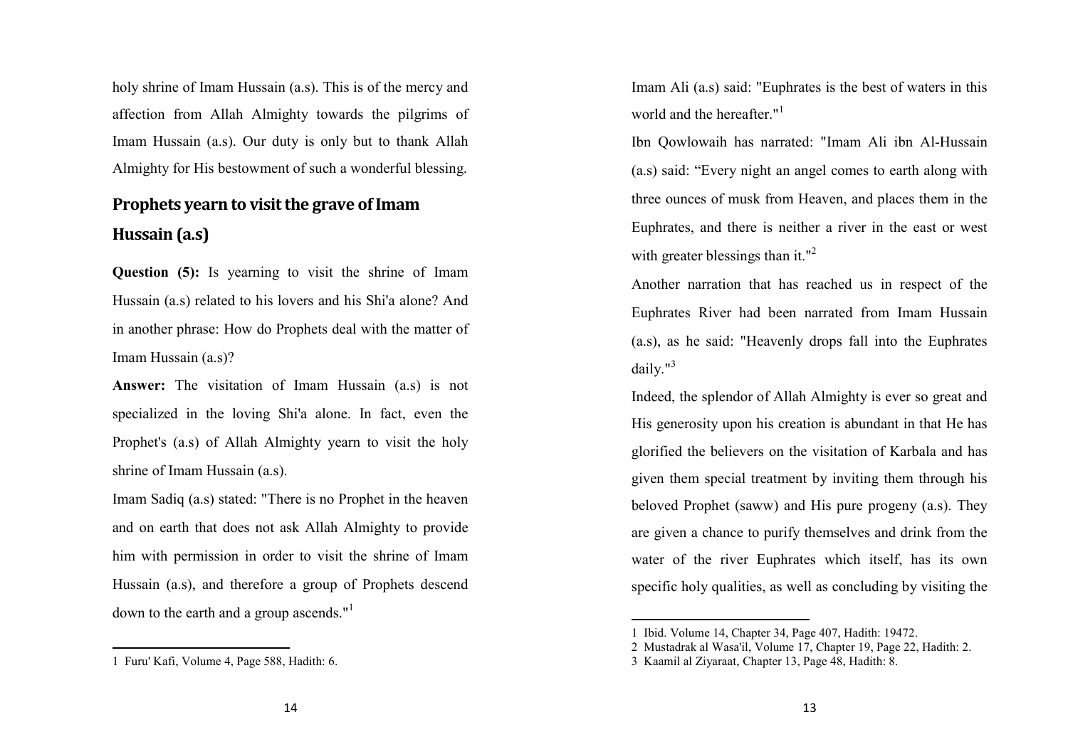Imam Ali (a.s) said: "Euphrates is the best of waters in this world and the hereafter."[1]

Ibn Qowlowaih has narrated: "Imam Ali ibn Al-Hussain (a.s) said: "Every night an angel comes to earth along with three ounces of musk from Heaven, and places them in the Euphrates, and there is neither a river in the east or west with greater blessings than it."[2]

Another narration that has reached us in respect of the Euphrates River had been narrated from Imam Hussain (a.s), as he said: "Heavenly drops fall into the Euphrates daily."[3]

Indeed, the splendor of Allah Almighty is ever so great and His generosity upon his creation is abundant in that He has glorified the believers on the visitation of Karbala and has given them special treatment by inviting them through his beloved Prophet (saww) and His pure progeny (a.s). They are given a chance to purify themselves and drink from the water of the river Euphrates which itself, has its own specific holy qualities, as well as concluding by visiting the

---

1 Ibid. Volume 14, Chapter 34, Page 407, Hadith: 19472.

2 Mustadrak al Wasa'il, Volume 17, Chapter 19, Page 22, Hadith: 2.

3 Kaamil al Ziyaraat, Chapter 13, Page 48, Hadith: 8.

holy shrine of Imam Hussain (a.s). This is of the mercy and affection from Allah Almighty towards the pilgrims of Imam Hussain (a.s). Our duty is only but to thank Allah Almighty for His bestowment of such a wonderful blessing.

## Prophets yearn to visit the grave of Imam Hussain (a.s)

**Question (5):** Is yearning to visit the shrine of Imam Hussain (a.s) related to his lovers and his Shi'a alone? And in another phrase: How do Prophets deal with the matter of Imam Hussain (a.s)?

**Answer:** The visitation of Imam Hussain (a.s) is not specialized in the loving Shi'a alone. In fact, even the Prophet's (a.s) of Allah Almighty yearn to visit the holy shrine of Imam Hussain (a.s).

Imam Sadiq (a.s) stated: "There is no Prophet in the heaven and on earth that does not ask Allah Almighty to provide him with permission in order to visit the shrine of Imam Hussain (a.s), and therefore a group of Prophets descend down to the earth and a group ascends."[1]

---

1 Furu' Kafi, Volume 4, Page 588, Hadith: 6.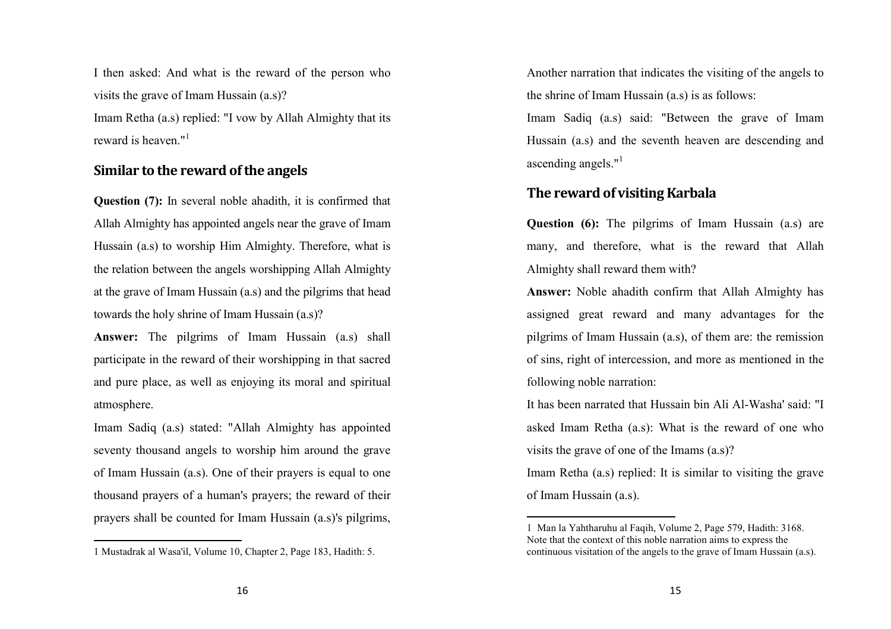Another narration that indicates the visiting of the angels to the shrine of Imam Hussain (a.s) is as follows:

Imam Sadiq (a.s) said: "Between the grave of Imam Hussain (a.s) and the seventh heaven are descending and ascending angels."[1]

## The reward of visiting Karbala

**Question (6):** The pilgrims of Imam Hussain (a.s) are many, and therefore, what is the reward that Allah Almighty shall reward them with?

**Answer:** Noble ahadith confirm that Allah Almighty has assigned great reward and many advantages for the pilgrims of Imam Hussain (a.s), of them are: the remission of sins, right of intercession, and more as mentioned in the following noble narration:

It has been narrated that Hussain bin Ali Al-Washa' said: "I asked Imam Retha (a.s): What is the reward of one who visits the grave of one of the Imams (a.s)?

Imam Retha (a.s) replied: It is similar to visiting the grave of Imam Hussain (a.s).

---

1 Man la Yahtharuhu al Faqih, Volume 2, Page 579, Hadith: 3168. Note that the context of this noble narration aims to express the continuous visitation of the angels to the grave of Imam Hussain (a.s).

---

I then asked: And what is the reward of the person who visits the grave of Imam Hussain (a.s)?

Imam Retha (a.s) replied: "I vow by Allah Almighty that its reward is heaven."[1]

## Similar to the reward of the angels

**Question (7):** In several noble ahadith, it is confirmed that Allah Almighty has appointed angels near the grave of Imam Hussain (a.s) to worship Him Almighty. Therefore, what is the relation between the angels worshipping Allah Almighty at the grave of Imam Hussain (a.s) and the pilgrims that head towards the holy shrine of Imam Hussain (a.s)?

**Answer:** The pilgrims of Imam Hussain (a.s) shall participate in the reward of their worshipping in that sacred and pure place, as well as enjoying its moral and spiritual atmosphere.

Imam Sadiq (a.s) stated: "Allah Almighty has appointed seventy thousand angels to worship him around the grave of Imam Hussain (a.s). One of their prayers is equal to one thousand prayers of a human's prayers; the reward of their prayers shall be counted for Imam Hussain (a.s)'s pilgrims,

---

1 Mustadrak al Wasa'il, Volume 10, Chapter 2, Page 183, Hadith: 5.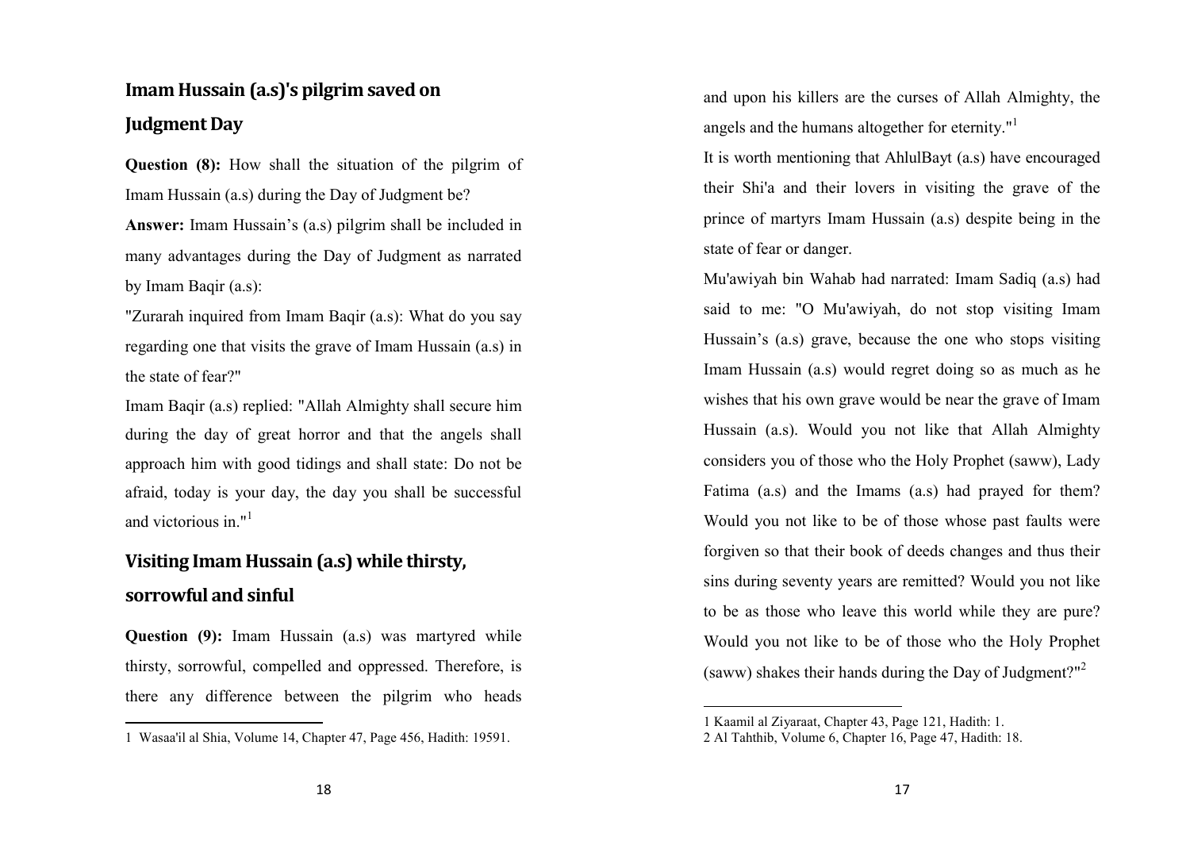and upon his killers are the curses of Allah Almighty, the angels and the humans altogether for eternity."[1]

It is worth mentioning that AhlulBayt (a.s) have encouraged their Shi'a and their lovers in visiting the grave of the prince of martyrs Imam Hussain (a.s) despite being in the state of fear or danger.

Mu'awiyah bin Wahab had narrated: Imam Sadiq (a.s) had said to me: "O Mu'awiyah, do not stop visiting Imam Hussain's (a.s) grave, because the one who stops visiting Imam Hussain (a.s) would regret doing so as much as he wishes that his own grave would be near the grave of Imam Hussain (a.s). Would you not like that Allah Almighty considers you of those who the Holy Prophet (saww), Lady Fatima (a.s) and the Imams (a.s) had prayed for them? Would you not like to be of those whose past faults were forgiven so that their book of deeds changes and thus their sins during seventy years are remitted? Would you not like to be as those who leave this world while they are pure? Would you not like to be of those who the Holy Prophet (saww) shakes their hands during the Day of Judgment?"[2]

---

1 Kaamil al Ziyaraat, Chapter 43, Page 121, Hadith: 1.

2 Al Tahthib, Volume 6, Chapter 16, Page 47, Hadith: 18.

## Imam Hussain (a.s)'s pilgrim saved on Judgment Day

**Question (8):** How shall the situation of the pilgrim of Imam Hussain (a.s) during the Day of Judgment be?

**Answer:** Imam Hussain's (a.s) pilgrim shall be included in many advantages during the Day of Judgment as narrated by Imam Baqir (a.s):

"Zurarah inquired from Imam Baqir (a.s): What do you say regarding one that visits the grave of Imam Hussain (a.s) in the state of fear?"

Imam Baqir (a.s) replied: "Allah Almighty shall secure him during the day of great horror and that the angels shall approach him with good tidings and shall state: Do not be afraid, today is your day, the day you shall be successful and victorious in."[1]

## Visiting Imam Hussain (a.s) while thirsty, sorrowful and sinful

**Question (9):** Imam Hussain (a.s) was martyred while thirsty, sorrowful, compelled and oppressed. Therefore, is there any difference between the pilgrim who heads

---

1 Wasaa'il al Shia, Volume 14, Chapter 47, Page 456, Hadith: 19591.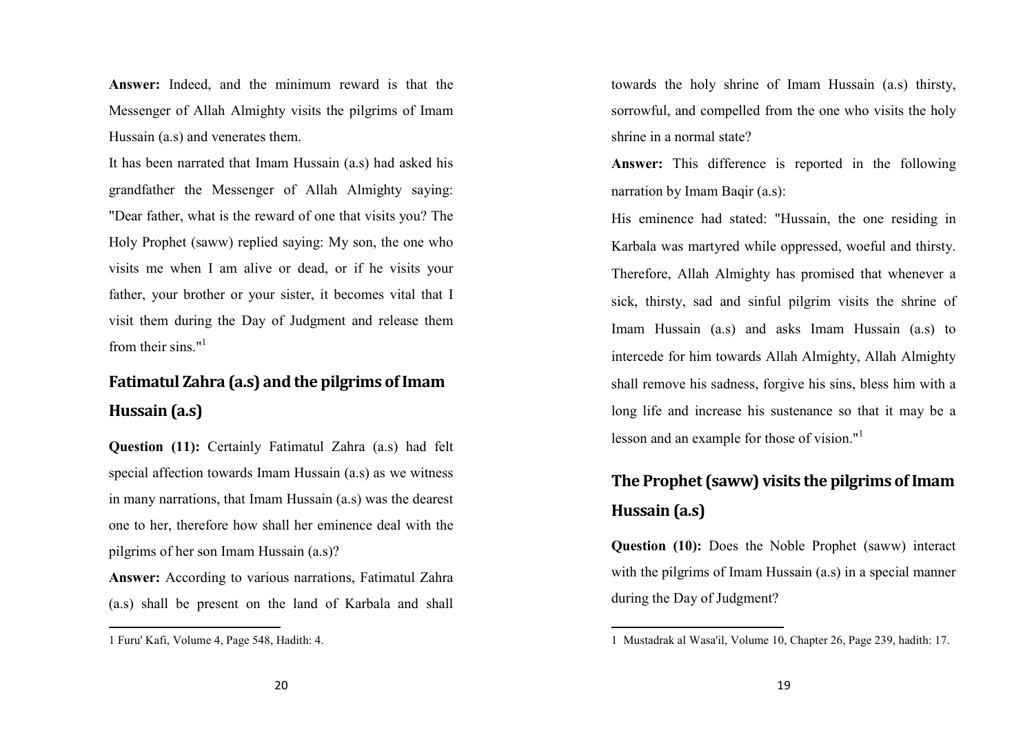towards the holy shrine of Imam Hussain (a.s) thirsty, sorrowful, and compelled from the one who visits the holy shrine in a normal state?

**Answer:** This difference is reported in the following narration by Imam Baqir (a.s):

His eminence had stated: "Hussain, the one residing in Karbala was martyred while oppressed, woeful and thirsty. Therefore, Allah Almighty has promised that whenever a sick, thirsty, sad and sinful pilgrim visits the shrine of Imam Hussain (a.s) and asks Imam Hussain (a.s) to intercede for him towards Allah Almighty, Allah Almighty shall remove his sadness, forgive his sins, bless him with a long life and increase his sustenance so that it may be a lesson and an example for those of vision."[1]

## The Prophet (saww) visits the pilgrims of Imam Hussain (a.s)

**Question (10):** Does the Noble Prophet (saww) interact with the pilgrims of Imam Hussain (a.s) in a special manner during the Day of Judgment?

1 Mustadrak al Wasa'il, Volume 10, Chapter 26, Page 239, hadith: 17.

**Answer:** Indeed, and the minimum reward is that the Messenger of Allah Almighty visits the pilgrims of Imam Hussain (a.s) and venerates them.

It has been narrated that Imam Hussain (a.s) had asked his grandfather the Messenger of Allah Almighty saying: "Dear father, what is the reward of one that visits you? The Holy Prophet (saww) replied saying: My son, the one who visits me when I am alive or dead, or if he visits your father, your brother or your sister, it becomes vital that I visit them during the Day of Judgment and release them from their sins."[1]

## Fatimatul Zahra (a.s) and the pilgrims of Imam Hussain (a.s)

**Question (11):** Certainly Fatimatul Zahra (a.s) had felt special affection towards Imam Hussain (a.s) as we witness in many narrations, that Imam Hussain (a.s) was the dearest one to her, therefore how shall her eminence deal with the pilgrims of her son Imam Hussain (a.s)?

**Answer:** According to various narrations, Fatimatul Zahra (a.s) shall be present on the land of Karbala and shall

1 Furu' Kafi, Volume 4, Page 548, Hadith: 4.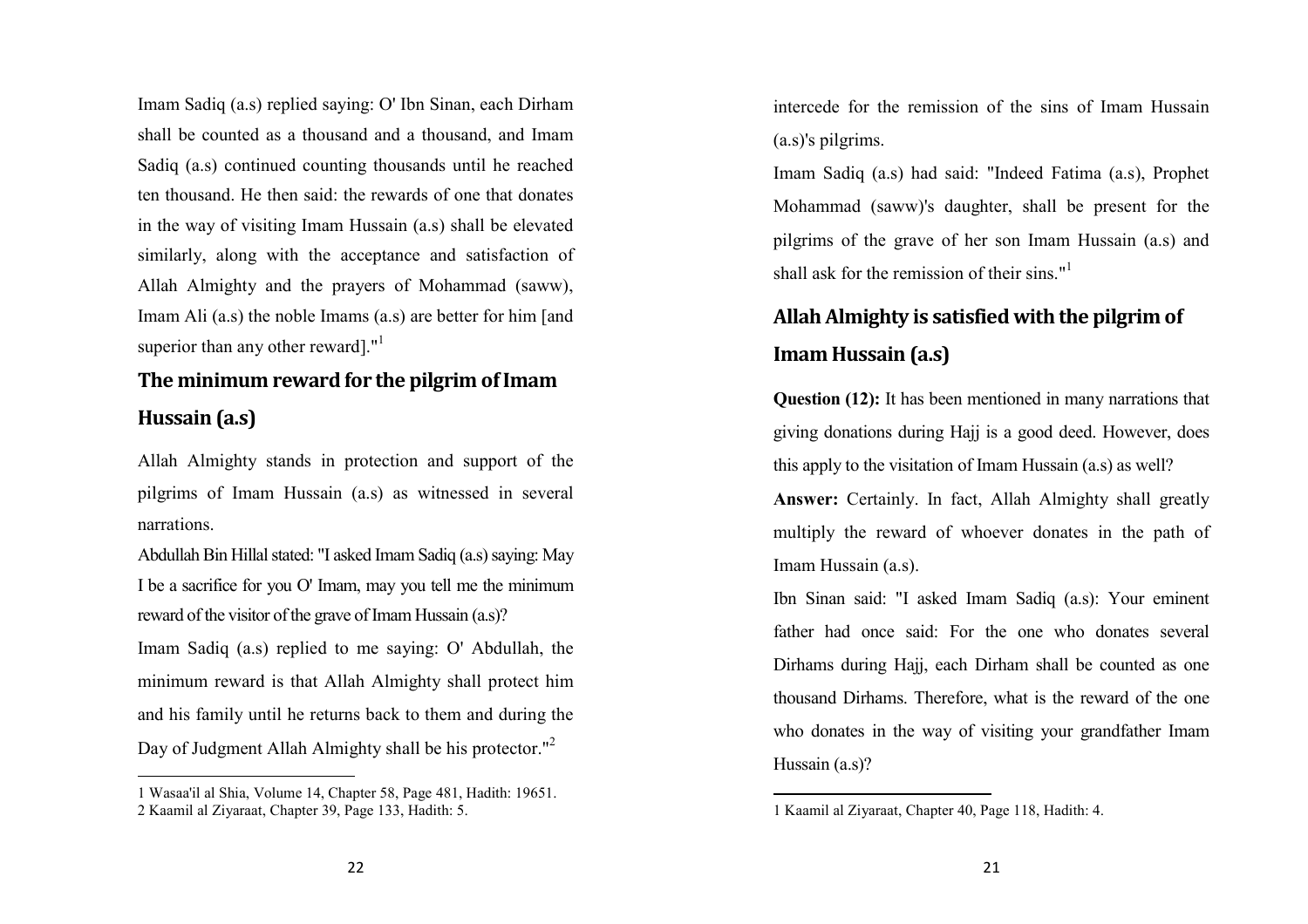intercede for the remission of the sins of Imam Hussain (a.s)'s pilgrims.

Imam Sadiq (a.s) had said: "Indeed Fatima (a.s), Prophet Mohammad (saww)'s daughter, shall be present for the pilgrims of the grave of her son Imam Hussain (a.s) and shall ask for the remission of their sins."[1]

## Allah Almighty is satisfied with the pilgrim of Imam Hussain (a.s)

**Question (12):** It has been mentioned in many narrations that giving donations during Hajj is a good deed. However, does this apply to the visitation of Imam Hussain (a.s) as well?

**Answer:** Certainly. In fact, Allah Almighty shall greatly multiply the reward of whoever donates in the path of Imam Hussain (a.s).

Ibn Sinan said: "I asked Imam Sadiq (a.s): Your eminent father had once said: For the one who donates several Dirhams during Hajj, each Dirham shall be counted as one thousand Dirhams. Therefore, what is the reward of the one who donates in the way of visiting your grandfather Imam Hussain (a.s)?

---

1 Kaamil al Ziyaraat, Chapter 40, Page 118, Hadith: 4.

Imam Sadiq (a.s) replied saying: O' Ibn Sinan, each Dirham shall be counted as a thousand and a thousand, and Imam Sadiq (a.s) continued counting thousands until he reached ten thousand. He then said: the rewards of one that donates in the way of visiting Imam Hussain (a.s) shall be elevated similarly, along with the acceptance and satisfaction of Allah Almighty and the prayers of Mohammad (saww), Imam Ali (a.s) the noble Imams (a.s) are better for him [and superior than any other reward]."[1]

## The minimum reward for the pilgrim of Imam Hussain (a.s)

Allah Almighty stands in protection and support of the pilgrims of Imam Hussain (a.s) as witnessed in several narrations.

Abdullah Bin Hillal stated: "I asked Imam Sadiq (a.s) saying: May I be a sacrifice for you O' Imam, may you tell me the minimum reward of the visitor of the grave of Imam Hussain (a.s)?

Imam Sadiq (a.s) replied to me saying: O' Abdullah, the minimum reward is that Allah Almighty shall protect him and his family until he returns back to them and during the Day of Judgment Allah Almighty shall be his protector."[2]

---

1 Wasaa'il al Shia, Volume 14, Chapter 58, Page 481, Hadith: 19651.

2 Kaamil al Ziyaraat, Chapter 39, Page 133, Hadith: 5.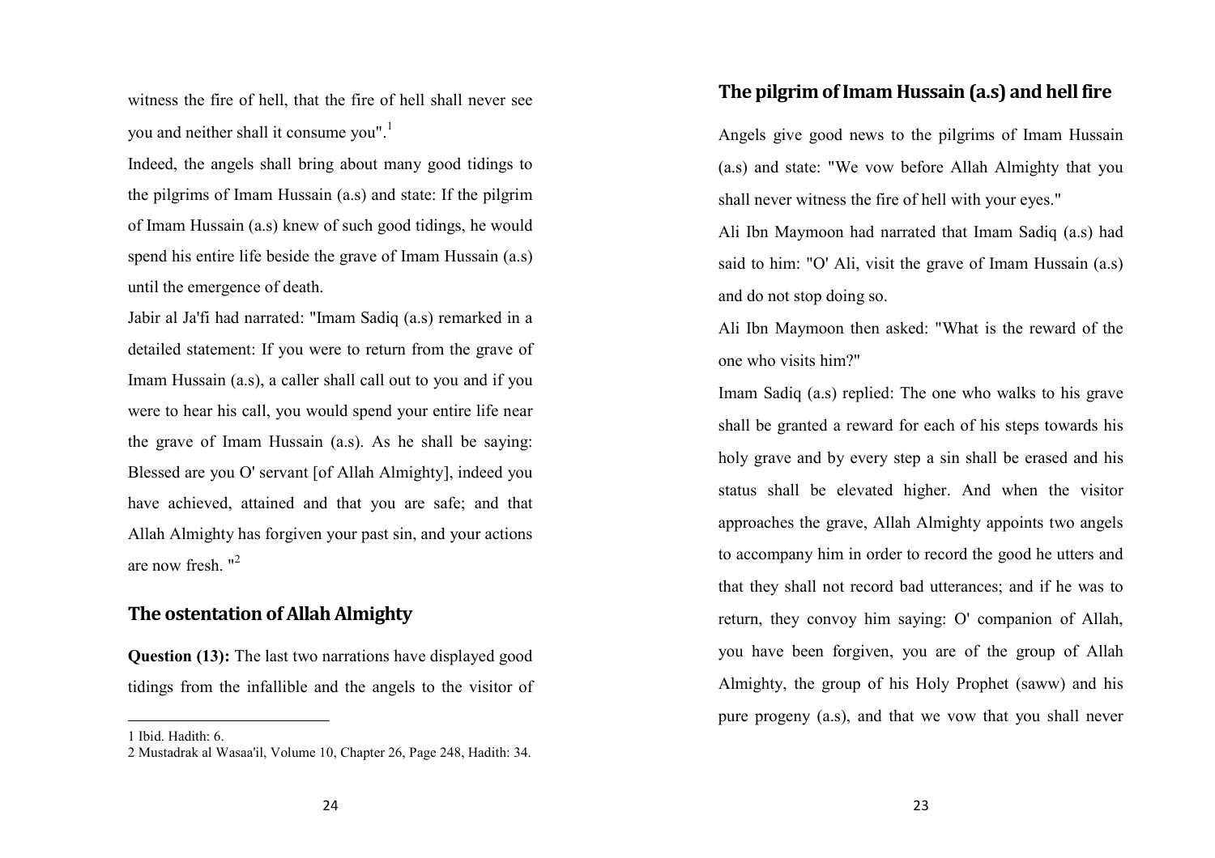## The pilgrim of Imam Hussain (a.s) and hell fire

Angels give good news to the pilgrims of Imam Hussain (a.s) and state: "We vow before Allah Almighty that you shall never witness the fire of hell with your eyes."

Ali Ibn Maymoon had narrated that Imam Sadiq (a.s) had said to him: "O' Ali, visit the grave of Imam Hussain (a.s) and do not stop doing so.

Ali Ibn Maymoon then asked: "What is the reward of the one who visits him?"

Imam Sadiq (a.s) replied: The one who walks to his grave shall be granted a reward for each of his steps towards his holy grave and by every step a sin shall be erased and his status shall be elevated higher. And when the visitor approaches the grave, Allah Almighty appoints two angels to accompany him in order to record the good he utters and that they shall not record bad utterances; and if he was to return, they convoy him saying: O' companion of Allah, you have been forgiven, you are of the group of Allah Almighty, the group of his Holy Prophet (saww) and his pure progeny (a.s), and that we vow that you shall never witness the fire of hell, that the fire of hell shall never see you and neither shall it consume you".[1]

Indeed, the angels shall bring about many good tidings to the pilgrims of Imam Hussain (a.s) and state: If the pilgrim of Imam Hussain (a.s) knew of such good tidings, he would spend his entire life beside the grave of Imam Hussain (a.s) until the emergence of death.

Jabir al Ja'fi had narrated: "Imam Sadiq (a.s) remarked in a detailed statement: If you were to return from the grave of Imam Hussain (a.s), a caller shall call out to you and if you were to hear his call, you would spend your entire life near the grave of Imam Hussain (a.s). As he shall be saying: Blessed are you O' servant [of Allah Almighty], indeed you have achieved, attained and that you are safe; and that Allah Almighty has forgiven your past sin, and your actions are now fresh. "[2]

## The ostentation of Allah Almighty

**Question (13):** The last two narrations have displayed good tidings from the infallible and the angels to the visitor of

---

1 Ibid. Hadith: 6.

2 Mustadrak al Wasaa'il, Volume 10, Chapter 26, Page 248, Hadith: 34.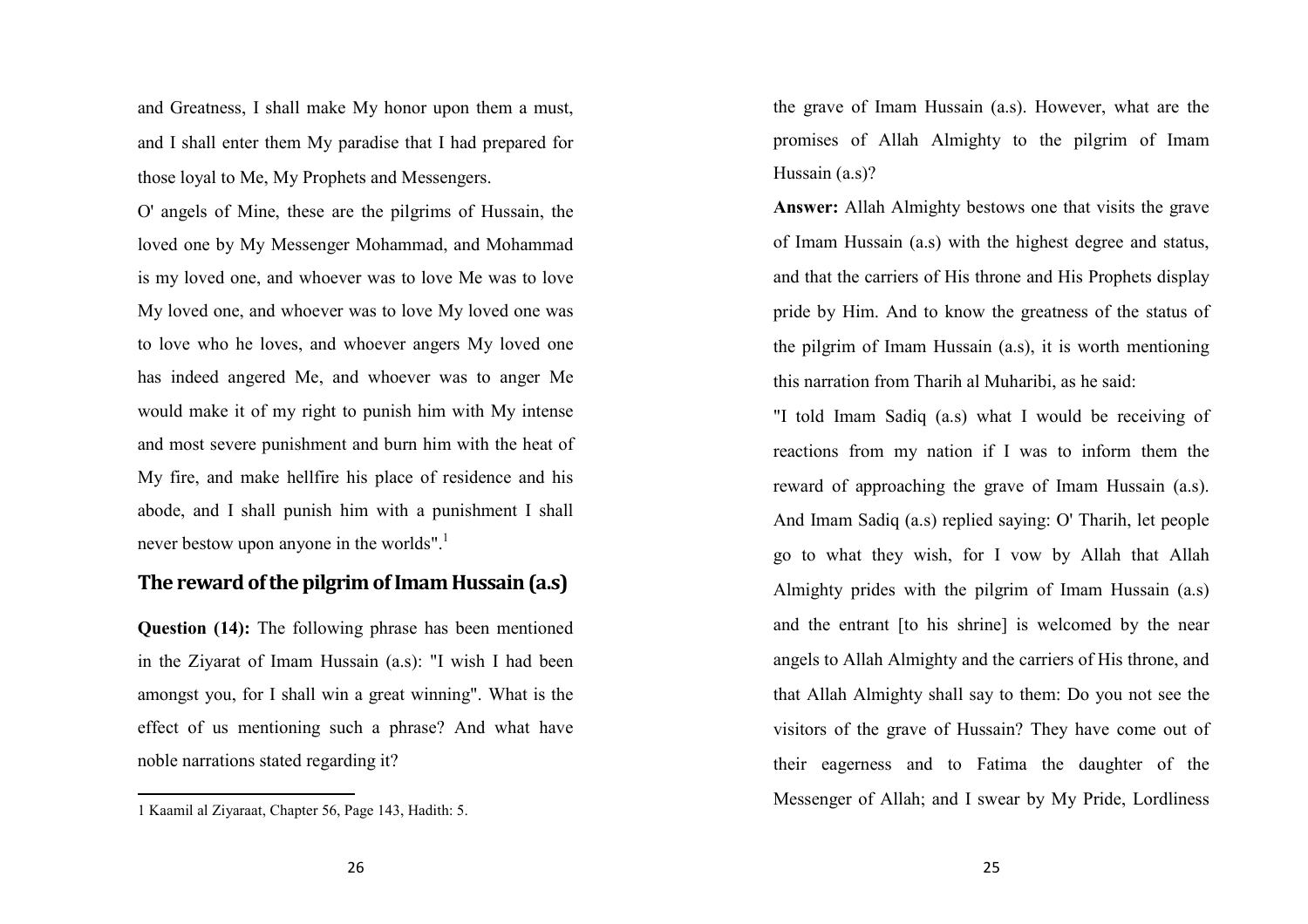the grave of Imam Hussain (a.s). However, what are the promises of Allah Almighty to the pilgrim of Imam Hussain (a.s)?

**Answer:** Allah Almighty bestows one that visits the grave of Imam Hussain (a.s) with the highest degree and status, and that the carriers of His throne and His Prophets display pride by Him. And to know the greatness of the status of the pilgrim of Imam Hussain (a.s), it is worth mentioning this narration from Tharih al Muharibi, as he said:

"I told Imam Sadiq (a.s) what I would be receiving of reactions from my nation if I was to inform them the reward of approaching the grave of Imam Hussain (a.s). And Imam Sadiq (a.s) replied saying: O' Tharih, let people go to what they wish, for I vow by Allah that Allah Almighty prides with the pilgrim of Imam Hussain (a.s) and the entrant [to his shrine] is welcomed by the near angels to Allah Almighty and the carriers of His throne, and that Allah Almighty shall say to them: Do you not see the visitors of the grave of Hussain? They have come out of their eagerness and to Fatima the daughter of the Messenger of Allah; and I swear by My Pride, Lordliness and Greatness, I shall make My honor upon them a must, and I shall enter them My paradise that I had prepared for those loyal to Me, My Prophets and Messengers.

O' angels of Mine, these are the pilgrims of Hussain, the loved one by My Messenger Mohammad, and Mohammad is my loved one, and whoever was to love Me was to love My loved one, and whoever was to love My loved one was to love who he loves, and whoever angers My loved one has indeed angered Me, and whoever was to anger Me would make it of my right to punish him with My intense and most severe punishment and burn him with the heat of My fire, and make hellfire his place of residence and his abode, and I shall punish him with a punishment I shall never bestow upon anyone in the worlds".[1]

## The reward of the pilgrim of Imam Hussain (a.s)

**Question (14):** The following phrase has been mentioned in the Ziyarat of Imam Hussain (a.s): "I wish I had been amongst you, for I shall win a great winning". What is the effect of us mentioning such a phrase? And what have noble narrations stated regarding it?

---

1 Kaamil al Ziyaraat, Chapter 56, Page 143, Hadith: 5.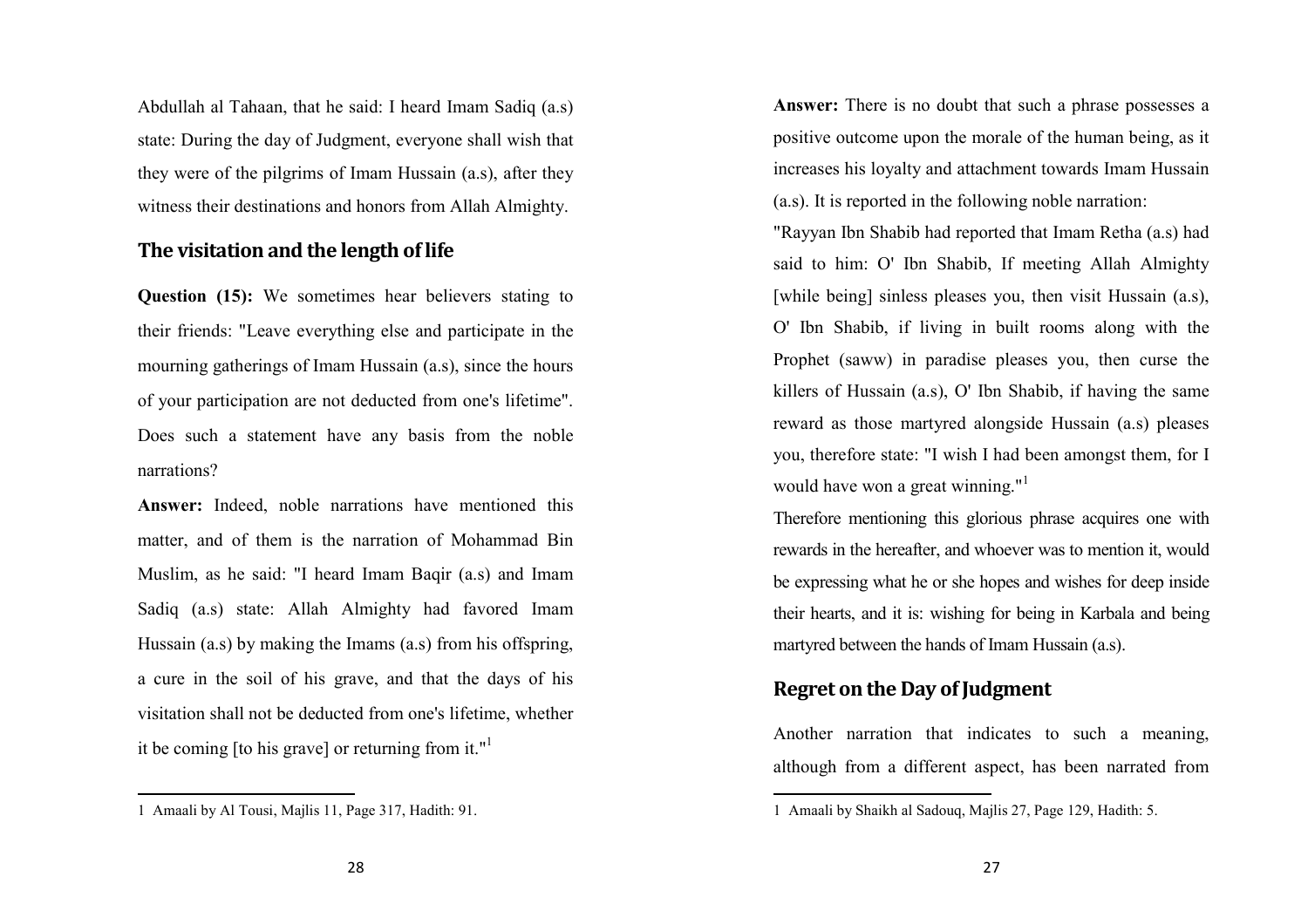**Answer:** There is no doubt that such a phrase possesses a positive outcome upon the morale of the human being, as it increases his loyalty and attachment towards Imam Hussain (a.s). It is reported in the following noble narration:

"Rayyan Ibn Shabib had reported that Imam Retha (a.s) had said to him: O' Ibn Shabib, If meeting Allah Almighty [while being] sinless pleases you, then visit Hussain (a.s), O' Ibn Shabib, if living in built rooms along with the Prophet (saww) in paradise pleases you, then curse the killers of Hussain (a.s), O' Ibn Shabib, if having the same reward as those martyred alongside Hussain (a.s) pleases you, therefore state: "I wish I had been amongst them, for I would have won a great winning."[1]

Therefore mentioning this glorious phrase acquires one with rewards in the hereafter, and whoever was to mention it, would be expressing what he or she hopes and wishes for deep inside their hearts, and it is: wishing for being in Karbala and being martyred between the hands of Imam Hussain (a.s).

## Regret on the Day of Judgment

Another narration that indicates to such a meaning, although from a different aspect, has been narrated from

1 Amaali by Shaikh al Sadouq, Majlis 27, Page 129, Hadith: 5.

Abdullah al Tahaan, that he said: I heard Imam Sadiq (a.s) state: During the day of Judgment, everyone shall wish that they were of the pilgrims of Imam Hussain (a.s), after they witness their destinations and honors from Allah Almighty.

## The visitation and the length of life

**Question (15):** We sometimes hear believers stating to their friends: "Leave everything else and participate in the mourning gatherings of Imam Hussain (a.s), since the hours of your participation are not deducted from one's lifetime". Does such a statement have any basis from the noble narrations?

**Answer:** Indeed, noble narrations have mentioned this matter, and of them is the narration of Mohammad Bin Muslim, as he said: "I heard Imam Baqir (a.s) and Imam Sadiq (a.s) state: Allah Almighty had favored Imam Hussain (a.s) by making the Imams (a.s) from his offspring, a cure in the soil of his grave, and that the days of his visitation shall not be deducted from one's lifetime, whether it be coming [to his grave] or returning from it."[1]

1 Amaali by Al Tousi, Majlis 11, Page 317, Hadith: 91.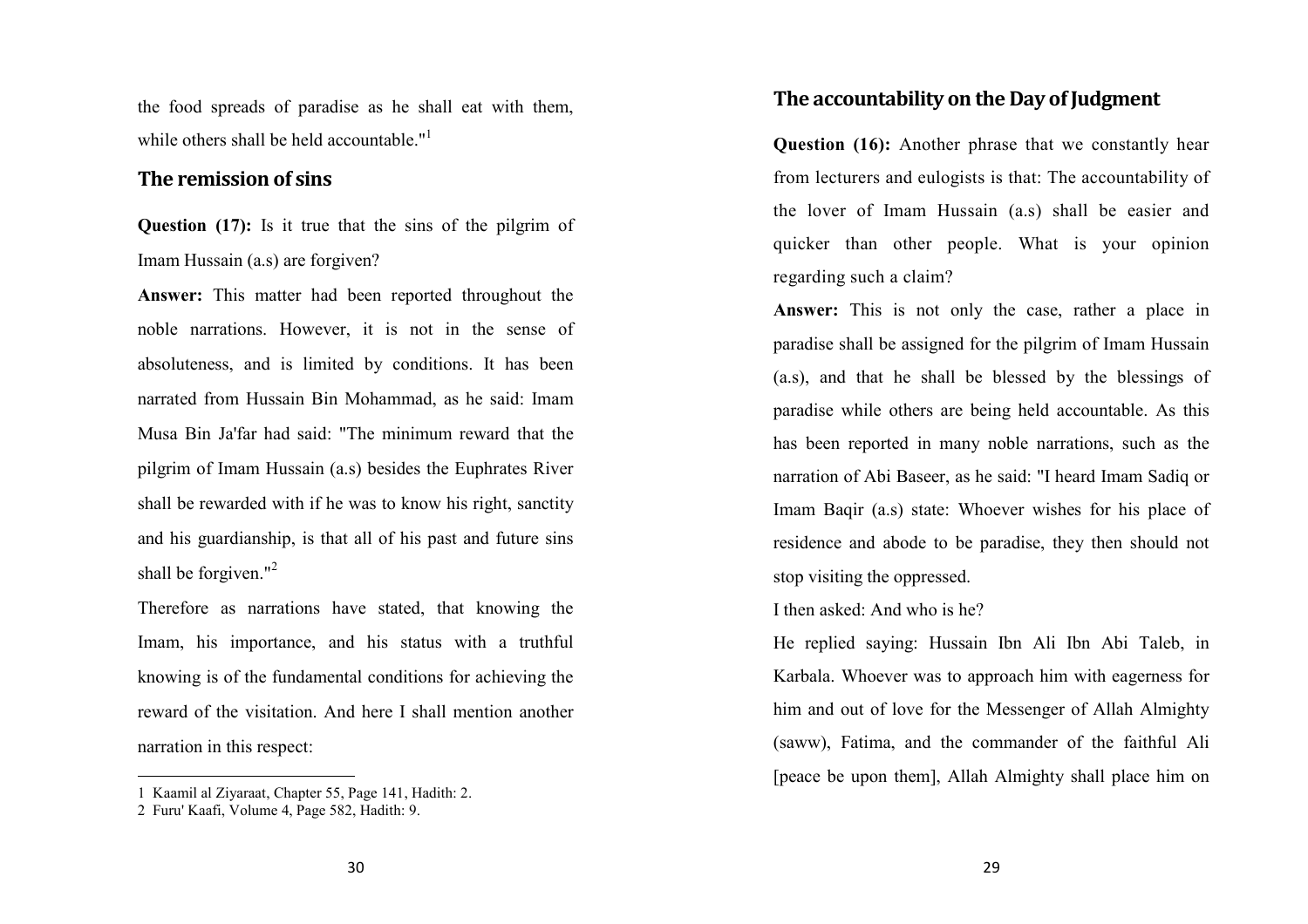## The accountability on the Day of Judgment

**Question (16):** Another phrase that we constantly hear from lecturers and eulogists is that: The accountability of the lover of Imam Hussain (a.s) shall be easier and quicker than other people. What is your opinion regarding such a claim?

**Answer:** This is not only the case, rather a place in paradise shall be assigned for the pilgrim of Imam Hussain (a.s), and that he shall be blessed by the blessings of paradise while others are being held accountable. As this has been reported in many noble narrations, such as the narration of Abi Baseer, as he said: "I heard Imam Sadiq or Imam Baqir (a.s) state: Whoever wishes for his place of residence and abode to be paradise, they then should not stop visiting the oppressed.

I then asked: And who is he?

He replied saying: Hussain Ibn Ali Ibn Abi Taleb, in Karbala. Whoever was to approach him with eagerness for him and out of love for the Messenger of Allah Almighty (saww), Fatima, and the commander of the faithful Ali [peace be upon them], Allah Almighty shall place him on the food spreads of paradise as he shall eat with them, while others shall be held accountable."[1]

## The remission of sins

**Question (17):** Is it true that the sins of the pilgrim of Imam Hussain (a.s) are forgiven?

**Answer:** This matter had been reported throughout the noble narrations. However, it is not in the sense of absoluteness, and is limited by conditions. It has been narrated from Hussain Bin Mohammad, as he said: Imam Musa Bin Ja'far had said: "The minimum reward that the pilgrim of Imam Hussain (a.s) besides the Euphrates River shall be rewarded with if he was to know his right, sanctity and his guardianship, is that all of his past and future sins shall be forgiven."[2]

Therefore as narrations have stated, that knowing the Imam, his importance, and his status with a truthful knowing is of the fundamental conditions for achieving the reward of the visitation. And here I shall mention another narration in this respect:

---

1 Kaamil al Ziyaraat, Chapter 55, Page 141, Hadith: 2.

2 Furu' Kaafi, Volume 4, Page 582, Hadith: 9.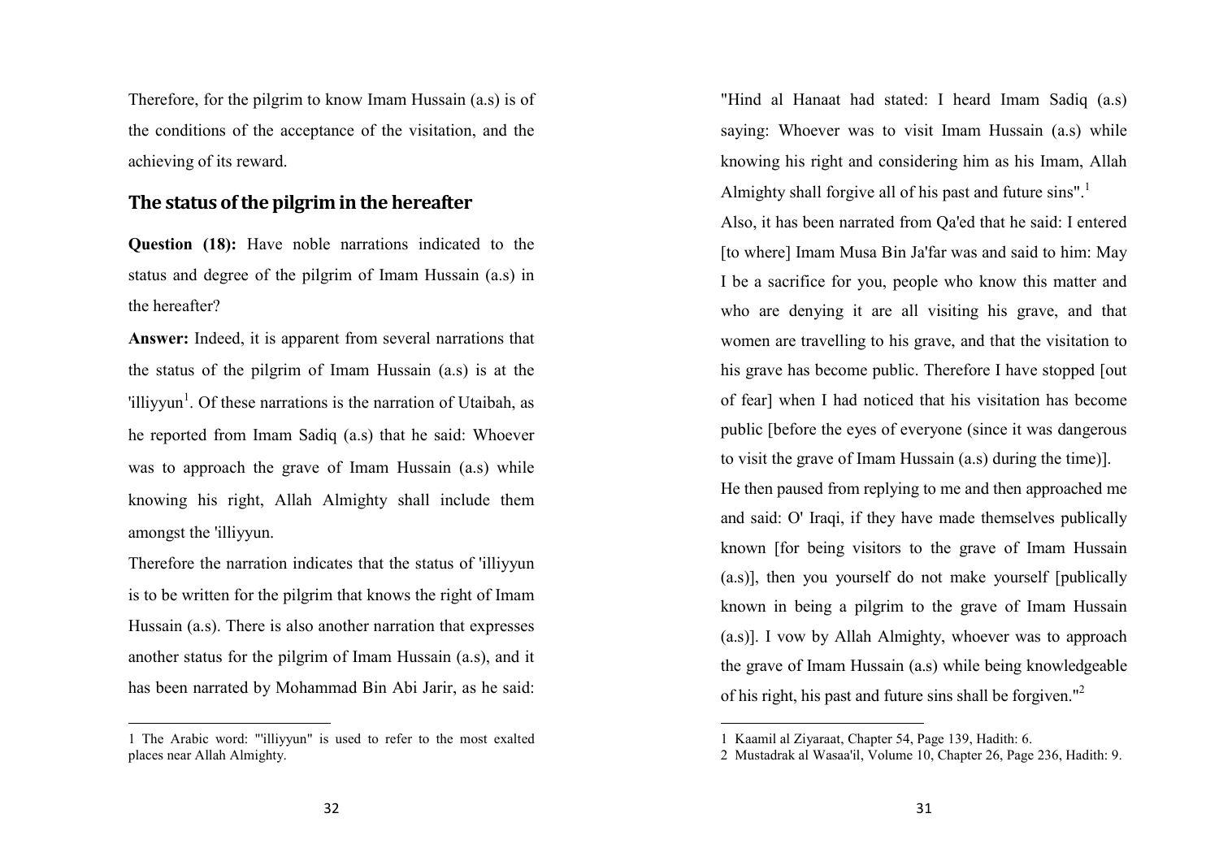Therefore, for the pilgrim to know Imam Hussain (a.s) is of the conditions of the acceptance of the visitation, and the achieving of its reward.

## The status of the pilgrim in the hereafter

**Question (18):** Have noble narrations indicated to the status and degree of the pilgrim of Imam Hussain (a.s) in the hereafter?

**Answer:** Indeed, it is apparent from several narrations that the status of the pilgrim of Imam Hussain (a.s) is at the 'illiyyun[1]. Of these narrations is the narration of Utaibah, as he reported from Imam Sadiq (a.s) that he said: Whoever was to approach the grave of Imam Hussain (a.s) while knowing his right, Allah Almighty shall include them amongst the 'illiyyun.

Therefore the narration indicates that the status of 'illiyyun is to be written for the pilgrim that knows the right of Imam Hussain (a.s). There is also another narration that expresses another status for the pilgrim of Imam Hussain (a.s), and it has been narrated by Mohammad Bin Abi Jarir, as he said:

1 The Arabic word: "'illiyyun" is used to refer to the most exalted places near Allah Almighty.

"Hind al Hanaat had stated: I heard Imam Sadiq (a.s) saying: Whoever was to visit Imam Hussain (a.s) while knowing his right and considering him as his Imam, Allah Almighty shall forgive all of his past and future sins".[1]

Also, it has been narrated from Qa'ed that he said: I entered [to where] Imam Musa Bin Ja'far was and said to him: May I be a sacrifice for you, people who know this matter and who are denying it are all visiting his grave, and that women are travelling to his grave, and that the visitation to his grave has become public. Therefore I have stopped [out of fear] when I had noticed that his visitation has become public [before the eyes of everyone (since it was dangerous to visit the grave of Imam Hussain (a.s) during the time)].

He then paused from replying to me and then approached me and said: O' Iraqi, if they have made themselves publically known [for being visitors to the grave of Imam Hussain (a.s)], then you yourself do not make yourself [publically known in being a pilgrim to the grave of Imam Hussain (a.s)]. I vow by Allah Almighty, whoever was to approach the grave of Imam Hussain (a.s) while being knowledgeable of his right, his past and future sins shall be forgiven."[2]

1 Kaamil al Ziyaraat, Chapter 54, Page 139, Hadith: 6.

2 Mustadrak al Wasaa'il, Volume 10, Chapter 26, Page 236, Hadith: 9.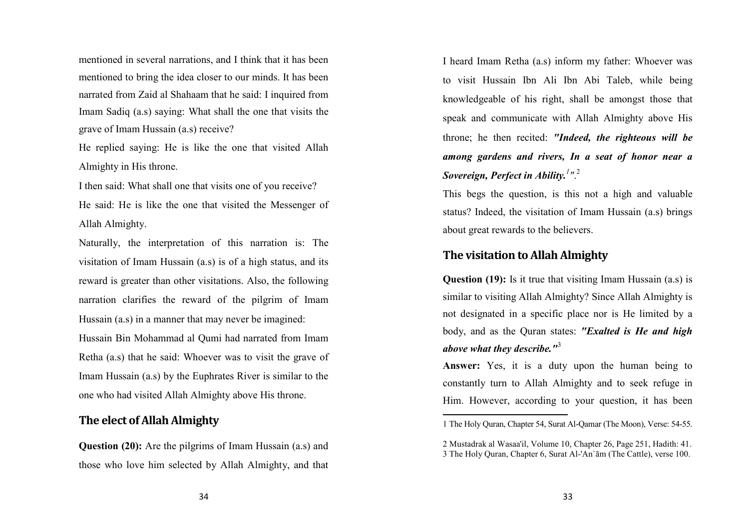I heard Imam Retha (a.s) inform my father: Whoever was to visit Hussain Ibn Ali Ibn Abi Taleb, while being knowledgeable of his right, shall be amongst those that speak and communicate with Allah Almighty above His throne; he then recited: ***"Indeed, the righteous will be among gardens and rivers, In a seat of honor near a Sovereign, Perfect in Ability.[1]"***.[2]

This begs the question, is this not a high and valuable status? Indeed, the visitation of Imam Hussain (a.s) brings about great rewards to the believers.

## The visitation to Allah Almighty

**Question (19):** Is it true that visiting Imam Hussain (a.s) is similar to visiting Allah Almighty? Since Allah Almighty is not designated in a specific place nor is He limited by a body, and as the Quran states: ***"Exalted is He and high above what they describe."***[3]

**Answer:** Yes, it is a duty upon the human being to constantly turn to Allah Almighty and to seek refuge in Him. However, according to your question, it has been mentioned in several narrations, and I think that it has been mentioned to bring the idea closer to our minds. It has been narrated from Zaid al Shahaam that he said: I inquired from Imam Sadiq (a.s) saying: What shall the one that visits the grave of Imam Hussain (a.s) receive?

He replied saying: He is like the one that visited Allah Almighty in His throne.

I then said: What shall one that visits one of you receive?

He said: He is like the one that visited the Messenger of Allah Almighty.

Naturally, the interpretation of this narration is: The visitation of Imam Hussain (a.s) is of a high status, and its reward is greater than other visitations. Also, the following narration clarifies the reward of the pilgrim of Imam Hussain (a.s) in a manner that may never be imagined:

Hussain Bin Mohammad al Qumi had narrated from Imam Retha (a.s) that he said: Whoever was to visit the grave of Imam Hussain (a.s) by the Euphrates River is similar to the one who had visited Allah Almighty above His throne.

## The elect of Allah Almighty

**Question (20):** Are the pilgrims of Imam Hussain (a.s) and those who love him selected by Allah Almighty, and that

---

1 The Holy Quran, Chapter 54, Surat Al-Qamar (The Moon), Verse: 54-55.

2 Mustadrak al Wasaa'il, Volume 10, Chapter 26, Page 251, Hadith: 41.

3 The Holy Quran, Chapter 6, Surat Al-'An`ām (The Cattle), verse 100.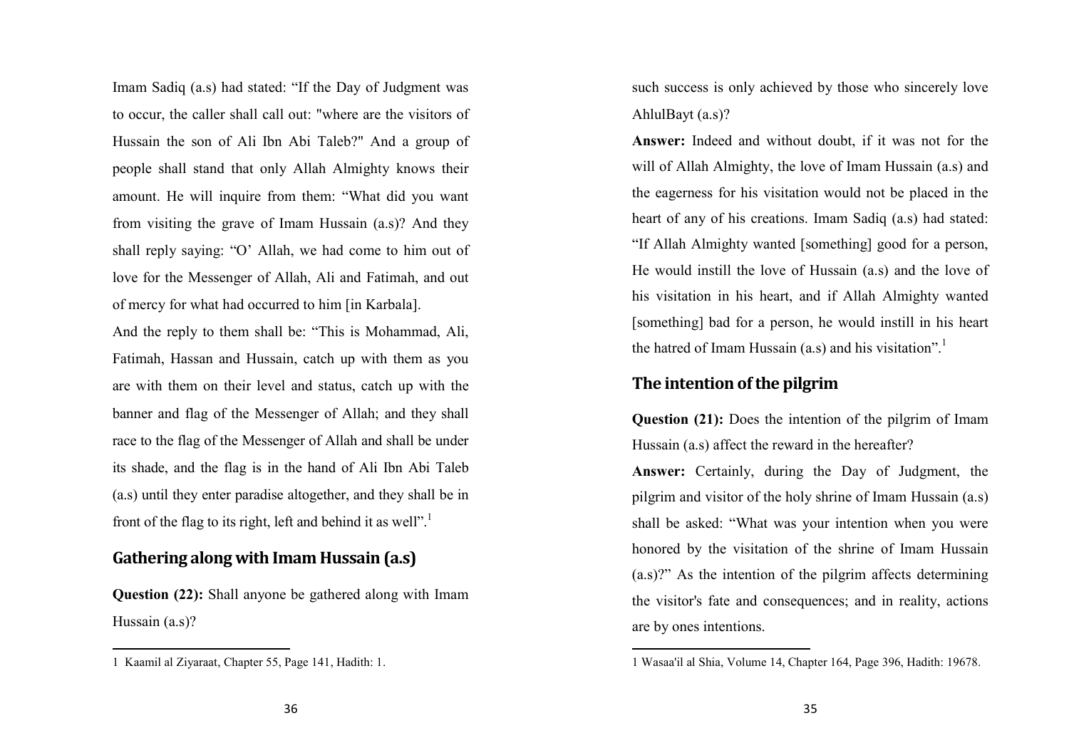such success is only achieved by those who sincerely love AhlulBayt (a.s)?

**Answer:** Indeed and without doubt, if it was not for the will of Allah Almighty, the love of Imam Hussain (a.s) and the eagerness for his visitation would not be placed in the heart of any of his creations. Imam Sadiq (a.s) had stated: "If Allah Almighty wanted [something] good for a person, He would instill the love of Hussain (a.s) and the love of his visitation in his heart, and if Allah Almighty wanted [something] bad for a person, he would instill in his heart the hatred of Imam Hussain (a.s) and his visitation".[1]

## The intention of the pilgrim

**Question (21):** Does the intention of the pilgrim of Imam Hussain (a.s) affect the reward in the hereafter?

**Answer:** Certainly, during the Day of Judgment, the pilgrim and visitor of the holy shrine of Imam Hussain (a.s) shall be asked: "What was your intention when you were honored by the visitation of the shrine of Imam Hussain (a.s)?" As the intention of the pilgrim affects determining the visitor's fate and consequences; and in reality, actions are by ones intentions.

1 Wasaa'il al Shia, Volume 14, Chapter 164, Page 396, Hadith: 19678.

Imam Sadiq (a.s) had stated: "If the Day of Judgment was to occur, the caller shall call out: "where are the visitors of Hussain the son of Ali Ibn Abi Taleb?" And a group of people shall stand that only Allah Almighty knows their amount. He will inquire from them: "What did you want from visiting the grave of Imam Hussain (a.s)? And they shall reply saying: "O' Allah, we had come to him out of love for the Messenger of Allah, Ali and Fatimah, and out of mercy for what had occurred to him [in Karbala].

And the reply to them shall be: "This is Mohammad, Ali, Fatimah, Hassan and Hussain, catch up with them as you are with them on their level and status, catch up with the banner and flag of the Messenger of Allah; and they shall race to the flag of the Messenger of Allah and shall be under its shade, and the flag is in the hand of Ali Ibn Abi Taleb (a.s) until they enter paradise altogether, and they shall be in front of the flag to its right, left and behind it as well".[1]

## Gathering along with Imam Hussain (a.s)

**Question (22):** Shall anyone be gathered along with Imam Hussain (a.s)?

1 Kaamil al Ziyaraat, Chapter 55, Page 141, Hadith: 1.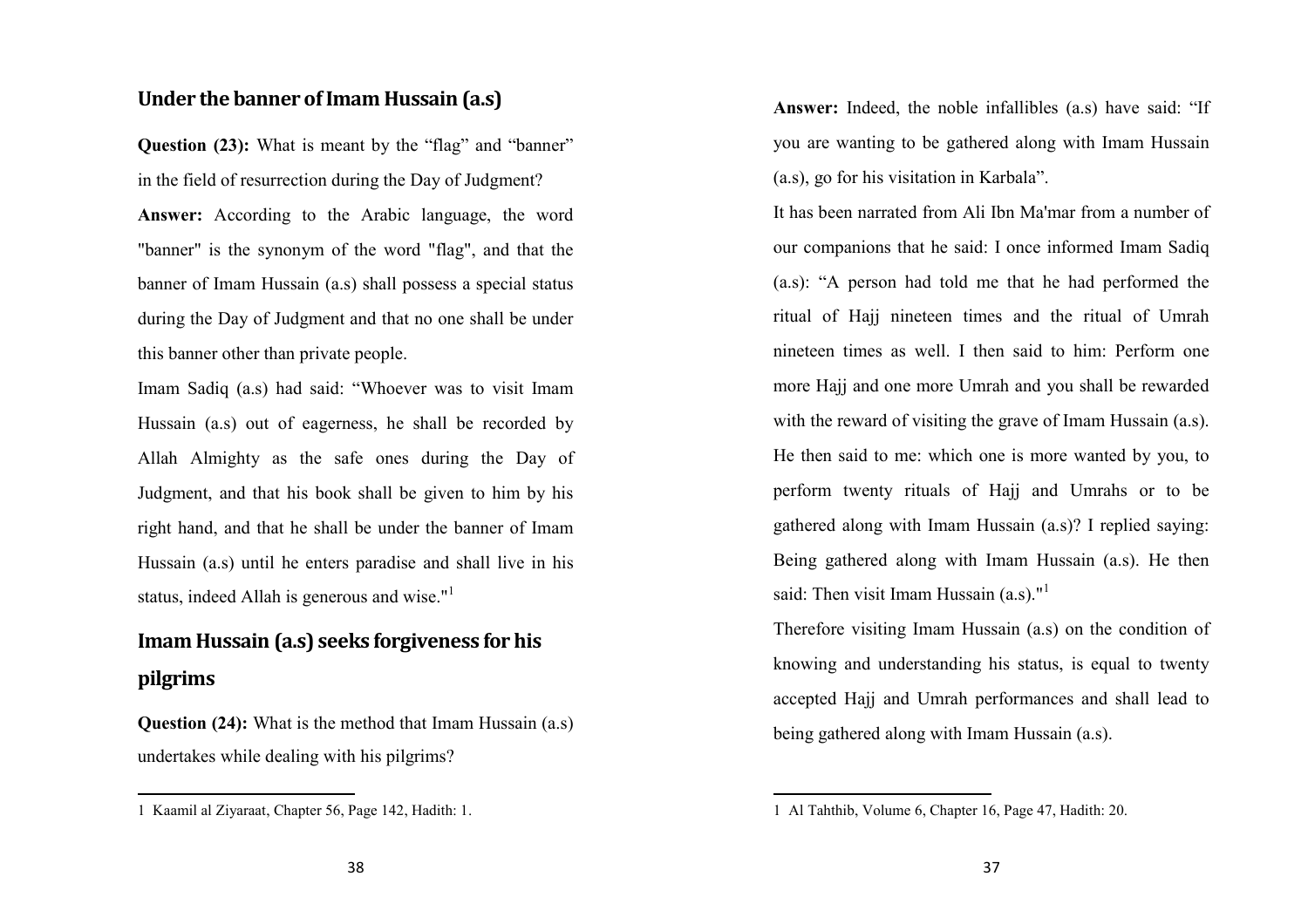**Answer:** Indeed, the noble infallibles (a.s) have said: "If you are wanting to be gathered along with Imam Hussain (a.s), go for his visitation in Karbala".

It has been narrated from Ali Ibn Ma'mar from a number of our companions that he said: I once informed Imam Sadiq (a.s): "A person had told me that he had performed the ritual of Hajj nineteen times and the ritual of Umrah nineteen times as well. I then said to him: Perform one more Hajj and one more Umrah and you shall be rewarded with the reward of visiting the grave of Imam Hussain (a.s). He then said to me: which one is more wanted by you, to perform twenty rituals of Hajj and Umrahs or to be gathered along with Imam Hussain (a.s)? I replied saying: Being gathered along with Imam Hussain (a.s). He then said: Then visit Imam Hussain (a.s)."[1]

Therefore visiting Imam Hussain (a.s) on the condition of knowing and understanding his status, is equal to twenty accepted Hajj and Umrah performances and shall lead to being gathered along with Imam Hussain (a.s).

1 Al Tahthib, Volume 6, Chapter 16, Page 47, Hadith: 20.

## Under the banner of Imam Hussain (a.s)

**Question (23):** What is meant by the "flag" and "banner" in the field of resurrection during the Day of Judgment?

**Answer:** According to the Arabic language, the word "banner" is the synonym of the word "flag", and that the banner of Imam Hussain (a.s) shall possess a special status during the Day of Judgment and that no one shall be under this banner other than private people.

Imam Sadiq (a.s) had said: "Whoever was to visit Imam Hussain (a.s) out of eagerness, he shall be recorded by Allah Almighty as the safe ones during the Day of Judgment, and that his book shall be given to him by his right hand, and that he shall be under the banner of Imam Hussain (a.s) until he enters paradise and shall live in his status, indeed Allah is generous and wise."[1]

## Imam Hussain (a.s) seeks forgiveness for his pilgrims

**Question (24):** What is the method that Imam Hussain (a.s) undertakes while dealing with his pilgrims?

1 Kaamil al Ziyaraat, Chapter 56, Page 142, Hadith: 1.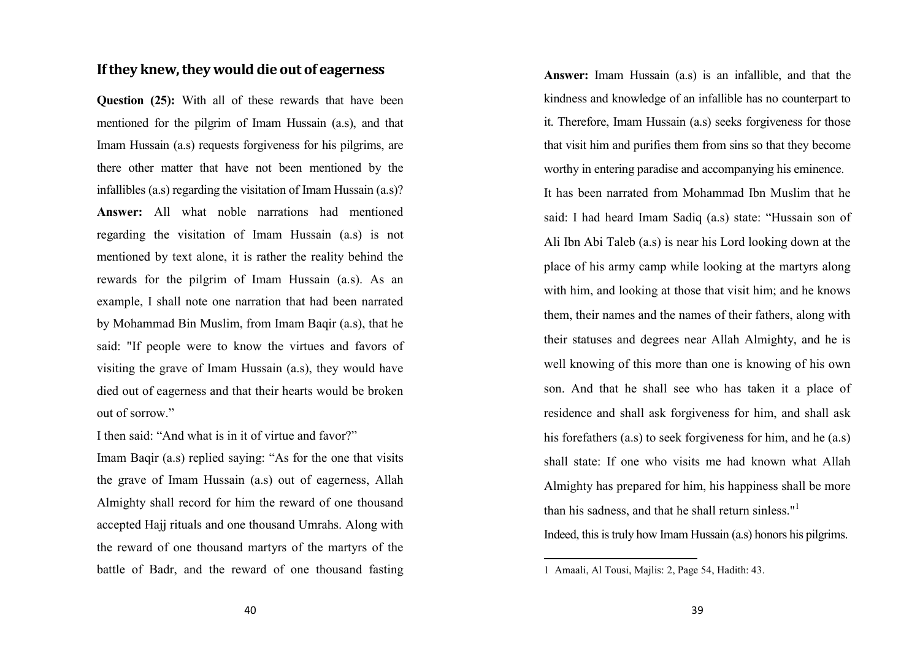**Answer:** Imam Hussain (a.s) is an infallible, and that the kindness and knowledge of an infallible has no counterpart to it. Therefore, Imam Hussain (a.s) seeks forgiveness for those that visit him and purifies them from sins so that they become worthy in entering paradise and accompanying his eminence.

It has been narrated from Mohammad Ibn Muslim that he said: I had heard Imam Sadiq (a.s) state: "Hussain son of Ali Ibn Abi Taleb (a.s) is near his Lord looking down at the place of his army camp while looking at the martyrs along with him, and looking at those that visit him; and he knows them, their names and the names of their fathers, along with their statuses and degrees near Allah Almighty, and he is well knowing of this more than one is knowing of his own son. And that he shall see who has taken it a place of residence and shall ask forgiveness for him, and shall ask his forefathers (a.s) to seek forgiveness for him, and he (a.s) shall state: If one who visits me had known what Allah Almighty has prepared for him, his happiness shall be more than his sadness, and that he shall return sinless."[1]

Indeed, this is truly how Imam Hussain (a.s) honors his pilgrims.

1 Amaali, Al Tousi, Majlis: 2, Page 54, Hadith: 43.

## If they knew, they would die out of eagerness

**Question (25):** With all of these rewards that have been mentioned for the pilgrim of Imam Hussain (a.s), and that Imam Hussain (a.s) requests forgiveness for his pilgrims, are there other matter that have not been mentioned by the infallibles (a.s) regarding the visitation of Imam Hussain (a.s)?

**Answer:** All what noble narrations had mentioned regarding the visitation of Imam Hussain (a.s) is not mentioned by text alone, it is rather the reality behind the rewards for the pilgrim of Imam Hussain (a.s). As an example, I shall note one narration that had been narrated by Mohammad Bin Muslim, from Imam Baqir (a.s), that he said: "If people were to know the virtues and favors of visiting the grave of Imam Hussain (a.s), they would have died out of eagerness and that their hearts would be broken out of sorrow."

I then said: "And what is in it of virtue and favor?"

Imam Baqir (a.s) replied saying: "As for the one that visits the grave of Imam Hussain (a.s) out of eagerness, Allah Almighty shall record for him the reward of one thousand accepted Hajj rituals and one thousand Umrahs. Along with the reward of one thousand martyrs of the martyrs of the battle of Badr, and the reward of one thousand fasting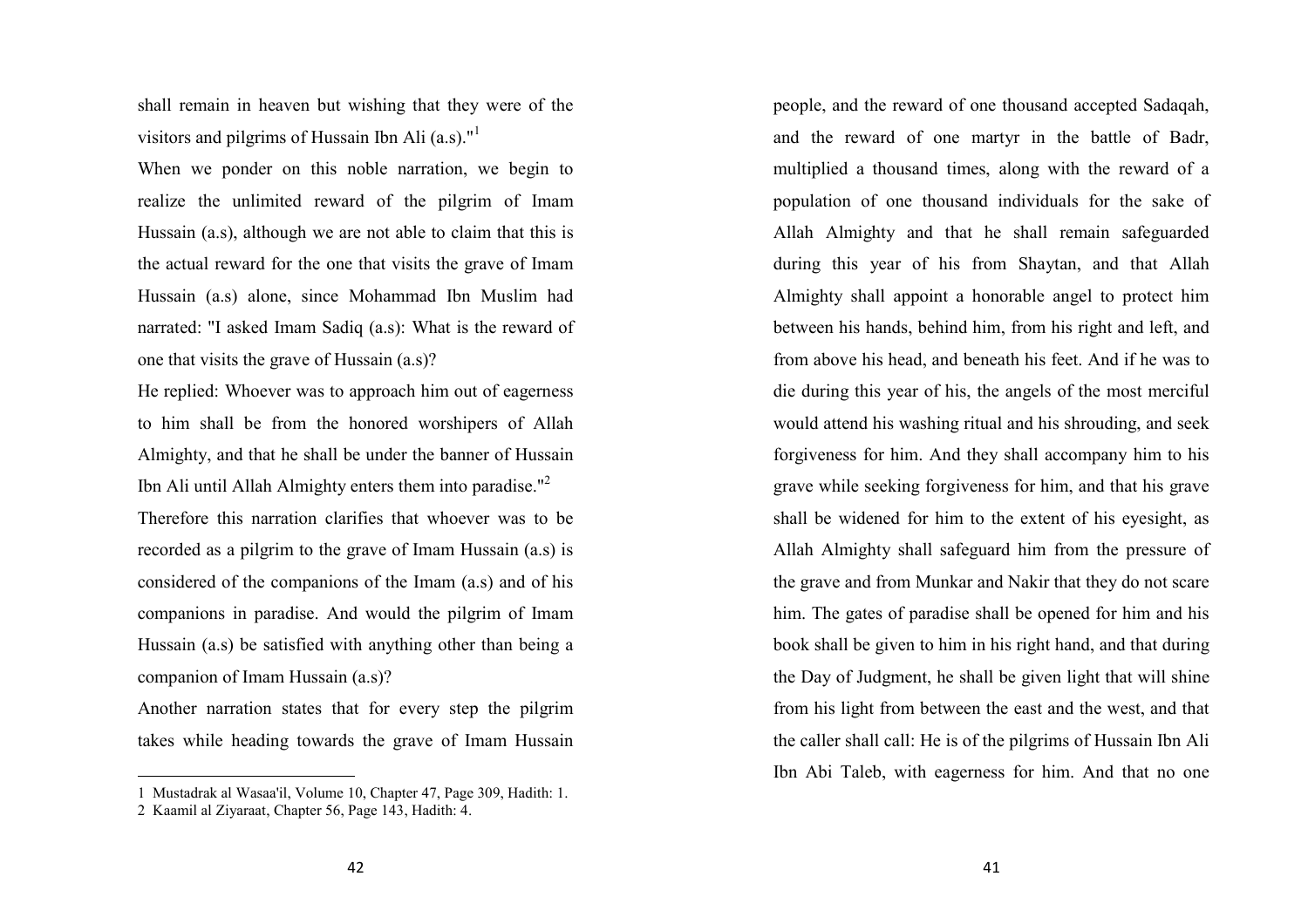people, and the reward of one thousand accepted Sadaqah, and the reward of one martyr in the battle of Badr, multiplied a thousand times, along with the reward of a population of one thousand individuals for the sake of Allah Almighty and that he shall remain safeguarded during this year of his from Shaytan, and that Allah Almighty shall appoint a honorable angel to protect him between his hands, behind him, from his right and left, and from above his head, and beneath his feet. And if he was to die during this year of his, the angels of the most merciful would attend his washing ritual and his shrouding, and seek forgiveness for him. And they shall accompany him to his grave while seeking forgiveness for him, and that his grave shall be widened for him to the extent of his eyesight, as Allah Almighty shall safeguard him from the pressure of the grave and from Munkar and Nakir that they do not scare him. The gates of paradise shall be opened for him and his book shall be given to him in his right hand, and that during the Day of Judgment, he shall be given light that will shine from his light from between the east and the west, and that the caller shall call: He is of the pilgrims of Hussain Ibn Ali Ibn Abi Taleb, with eagerness for him. And that no one shall remain in heaven but wishing that they were of the visitors and pilgrims of Hussain Ibn Ali (a.s)."[1]

When we ponder on this noble narration, we begin to realize the unlimited reward of the pilgrim of Imam Hussain (a.s), although we are not able to claim that this is the actual reward for the one that visits the grave of Imam Hussain (a.s) alone, since Mohammad Ibn Muslim had narrated: "I asked Imam Sadiq (a.s): What is the reward of one that visits the grave of Hussain (a.s)?

He replied: Whoever was to approach him out of eagerness to him shall be from the honored worshipers of Allah Almighty, and that he shall be under the banner of Hussain Ibn Ali until Allah Almighty enters them into paradise."[2]

Therefore this narration clarifies that whoever was to be recorded as a pilgrim to the grave of Imam Hussain (a.s) is considered of the companions of the Imam (a.s) and of his companions in paradise. And would the pilgrim of Imam Hussain (a.s) be satisfied with anything other than being a companion of Imam Hussain (a.s)?

Another narration states that for every step the pilgrim takes while heading towards the grave of Imam Hussain

---

1 Mustadrak al Wasaa'il, Volume 10, Chapter 47, Page 309, Hadith: 1.

2 Kaamil al Ziyaraat, Chapter 56, Page 143, Hadith: 4.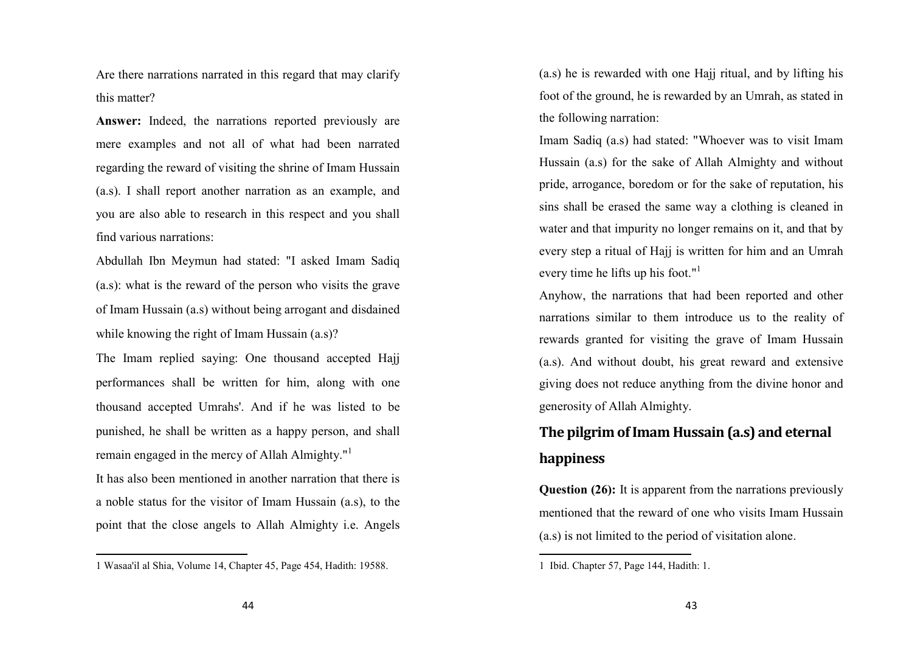(a.s) he is rewarded with one Hajj ritual, and by lifting his foot of the ground, he is rewarded by an Umrah, as stated in the following narration:

Imam Sadiq (a.s) had stated: "Whoever was to visit Imam Hussain (a.s) for the sake of Allah Almighty and without pride, arrogance, boredom or for the sake of reputation, his sins shall be erased the same way a clothing is cleaned in water and that impurity no longer remains on it, and that by every step a ritual of Hajj is written for him and an Umrah every time he lifts up his foot."[1]

Anyhow, the narrations that had been reported and other narrations similar to them introduce us to the reality of rewards granted for visiting the grave of Imam Hussain (a.s). And without doubt, his great reward and extensive giving does not reduce anything from the divine honor and generosity of Allah Almighty.

## The pilgrim of Imam Hussain (a.s) and eternal happiness

**Question (26):** It is apparent from the narrations previously mentioned that the reward of one who visits Imam Hussain (a.s) is not limited to the period of visitation alone.

1 Ibid. Chapter 57, Page 144, Hadith: 1.

Are there narrations narrated in this regard that may clarify this matter?

**Answer:** Indeed, the narrations reported previously are mere examples and not all of what had been narrated regarding the reward of visiting the shrine of Imam Hussain (a.s). I shall report another narration as an example, and you are also able to research in this respect and you shall find various narrations:

Abdullah Ibn Meymun had stated: "I asked Imam Sadiq (a.s): what is the reward of the person who visits the grave of Imam Hussain (a.s) without being arrogant and disdained while knowing the right of Imam Hussain (a.s)?

The Imam replied saying: One thousand accepted Hajj performances shall be written for him, along with one thousand accepted Umrahs'. And if he was listed to be punished, he shall be written as a happy person, and shall remain engaged in the mercy of Allah Almighty."[1]

It has also been mentioned in another narration that there is a noble status for the visitor of Imam Hussain (a.s), to the point that the close angels to Allah Almighty i.e. Angels

1 Wasaa'il al Shia, Volume 14, Chapter 45, Page 454, Hadith: 19588.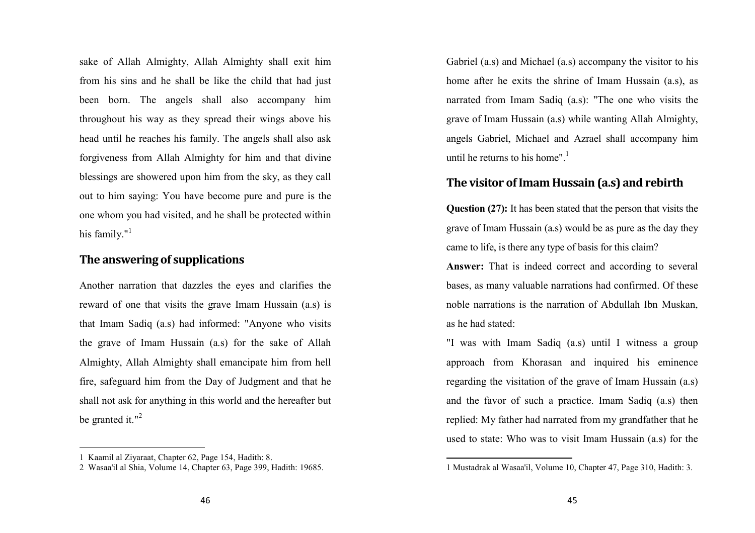Gabriel (a.s) and Michael (a.s) accompany the visitor to his home after he exits the shrine of Imam Hussain (a.s), as narrated from Imam Sadiq (a.s): "The one who visits the grave of Imam Hussain (a.s) while wanting Allah Almighty, angels Gabriel, Michael and Azrael shall accompany him until he returns to his home".[1]

## The visitor of Imam Hussain (a.s) and rebirth

**Question (27):** It has been stated that the person that visits the grave of Imam Hussain (a.s) would be as pure as the day they came to life, is there any type of basis for this claim?

**Answer:** That is indeed correct and according to several bases, as many valuable narrations had confirmed. Of these noble narrations is the narration of Abdullah Ibn Muskan, as he had stated:

"I was with Imam Sadiq (a.s) until I witness a group approach from Khorasan and inquired his eminence regarding the visitation of the grave of Imam Hussain (a.s) and the favor of such a practice. Imam Sadiq (a.s) then replied: My father had narrated from my grandfather that he used to state: Who was to visit Imam Hussain (a.s) for the

1 Mustadrak al Wasaa'il, Volume 10, Chapter 47, Page 310, Hadith: 3.

sake of Allah Almighty, Allah Almighty shall exit him from his sins and he shall be like the child that had just been born. The angels shall also accompany him throughout his way as they spread their wings above his head until he reaches his family. The angels shall also ask forgiveness from Allah Almighty for him and that divine blessings are showered upon him from the sky, as they call out to him saying: You have become pure and pure is the one whom you had visited, and he shall be protected within his family."[1]

## The answering of supplications

Another narration that dazzles the eyes and clarifies the reward of one that visits the grave Imam Hussain (a.s) is that Imam Sadiq (a.s) had informed: "Anyone who visits the grave of Imam Hussain (a.s) for the sake of Allah Almighty, Allah Almighty shall emancipate him from hell fire, safeguard him from the Day of Judgment and that he shall not ask for anything in this world and the hereafter but be granted it."[2]

1 Kaamil al Ziyaraat, Chapter 62, Page 154, Hadith: 8.

2 Wasaa'il al Shia, Volume 14, Chapter 63, Page 399, Hadith: 19685.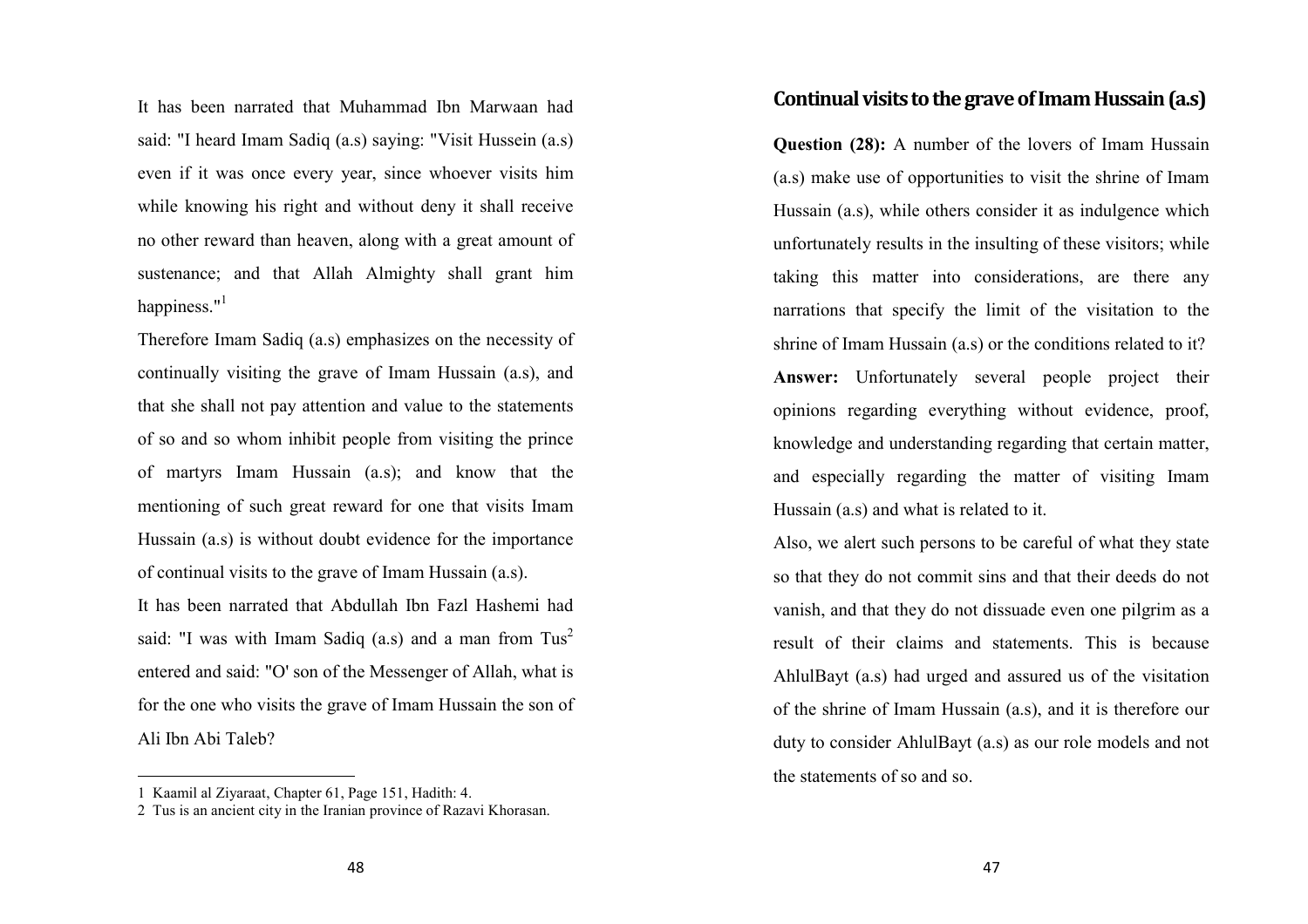## Continual visits to the grave of Imam Hussain (a.s)

**Question (28):** A number of the lovers of Imam Hussain (a.s) make use of opportunities to visit the shrine of Imam Hussain (a.s), while others consider it as indulgence which unfortunately results in the insulting of these visitors; while taking this matter into considerations, are there any narrations that specify the limit of the visitation to the shrine of Imam Hussain (a.s) or the conditions related to it?

**Answer:** Unfortunately several people project their opinions regarding everything without evidence, proof, knowledge and understanding regarding that certain matter, and especially regarding the matter of visiting Imam Hussain (a.s) and what is related to it.

Also, we alert such persons to be careful of what they state so that they do not commit sins and that their deeds do not vanish, and that they do not dissuade even one pilgrim as a result of their claims and statements. This is because AhlulBayt (a.s) had urged and assured us of the visitation of the shrine of Imam Hussain (a.s), and it is therefore our duty to consider AhlulBayt (a.s) as our role models and not the statements of so and so.

It has been narrated that Muhammad Ibn Marwaan had said: "I heard Imam Sadiq (a.s) saying: "Visit Hussein (a.s) even if it was once every year, since whoever visits him while knowing his right and without deny it shall receive no other reward than heaven, along with a great amount of sustenance; and that Allah Almighty shall grant him happiness."[1]

Therefore Imam Sadiq (a.s) emphasizes on the necessity of continually visiting the grave of Imam Hussain (a.s), and that she shall not pay attention and value to the statements of so and so whom inhibit people from visiting the prince of martyrs Imam Hussain (a.s); and know that the mentioning of such great reward for one that visits Imam Hussain (a.s) is without doubt evidence for the importance of continual visits to the grave of Imam Hussain (a.s).

It has been narrated that Abdullah Ibn Fazl Hashemi had said: "I was with Imam Sadiq (a.s) and a man from Tus[2] entered and said: "O' son of the Messenger of Allah, what is for the one who visits the grave of Imam Hussain the son of Ali Ibn Abi Taleb?

---

1 Kaamil al Ziyaraat, Chapter 61, Page 151, Hadith: 4.

2 Tus is an ancient city in the Iranian province of Razavi Khorasan.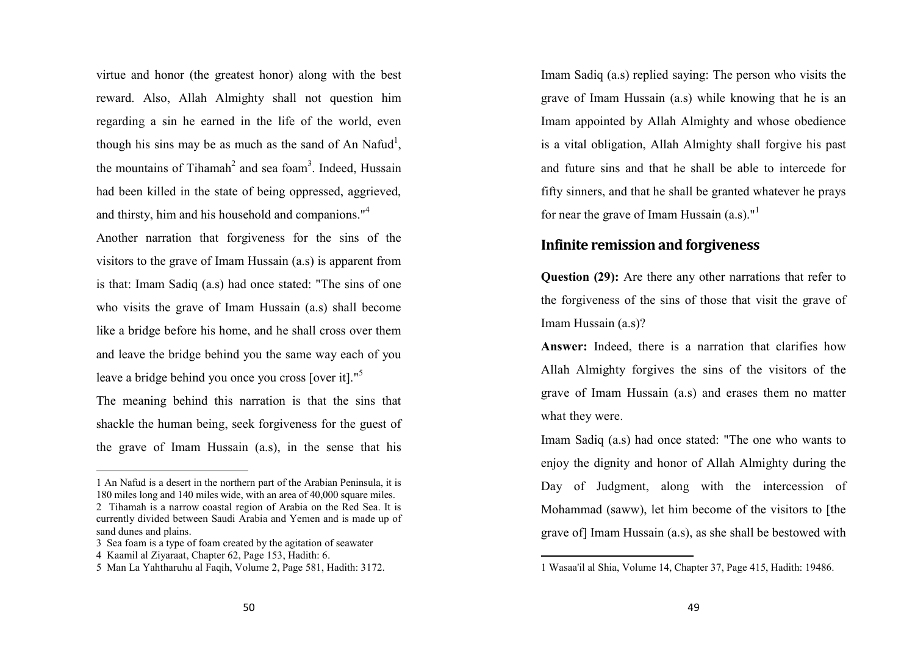Imam Sadiq (a.s) replied saying: The person who visits the grave of Imam Hussain (a.s) while knowing that he is an Imam appointed by Allah Almighty and whose obedience is a vital obligation, Allah Almighty shall forgive his past and future sins and that he shall be able to intercede for fifty sinners, and that he shall be granted whatever he prays for near the grave of Imam Hussain (a.s)."[1]

## Infinite remission and forgiveness

**Question (29):** Are there any other narrations that refer to the forgiveness of the sins of those that visit the grave of Imam Hussain (a.s)?

**Answer:** Indeed, there is a narration that clarifies how Allah Almighty forgives the sins of the visitors of the grave of Imam Hussain (a.s) and erases them no matter what they were.

Imam Sadiq (a.s) had once stated: "The one who wants to enjoy the dignity and honor of Allah Almighty during the Day of Judgment, along with the intercession of Mohammad (saww), let him become of the visitors to [the grave of] Imam Hussain (a.s), as she shall be bestowed with

---

1 Wasaa'il al Shia, Volume 14, Chapter 37, Page 415, Hadith: 19486.

---

virtue and honor (the greatest honor) along with the best reward. Also, Allah Almighty shall not question him regarding a sin he earned in the life of the world, even though his sins may be as much as the sand of An Nafud[1], the mountains of Tihamah[2] and sea foam[3]. Indeed, Hussain had been killed in the state of being oppressed, aggrieved, and thirsty, him and his household and companions."[4]

Another narration that forgiveness for the sins of the visitors to the grave of Imam Hussain (a.s) is apparent from is that: Imam Sadiq (a.s) had once stated: "The sins of one who visits the grave of Imam Hussain (a.s) shall become like a bridge before his home, and he shall cross over them and leave the bridge behind you the same way each of you leave a bridge behind you once you cross [over it]."[5]

The meaning behind this narration is that the sins that shackle the human being, seek forgiveness for the guest of the grave of Imam Hussain (a.s), in the sense that his

---

1 An Nafud is a desert in the northern part of the Arabian Peninsula, it is 180 miles long and 140 miles wide, with an area of 40,000 square miles.

2 Tihamah is a narrow coastal region of Arabia on the Red Sea. It is currently divided between Saudi Arabia and Yemen and is made up of sand dunes and plains.

3 Sea foam is a type of foam created by the agitation of seawater

4 Kaamil al Ziyaraat, Chapter 62, Page 153, Hadith: 6.

5 Man La Yahtharuhu al Faqih, Volume 2, Page 581, Hadith: 3172.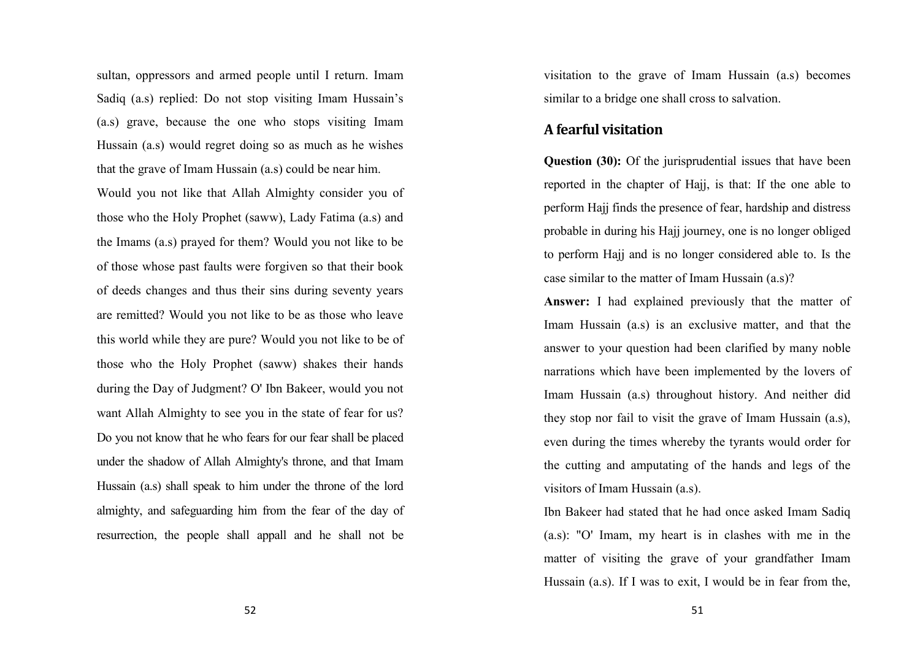visitation to the grave of Imam Hussain (a.s) becomes similar to a bridge one shall cross to salvation.

## A fearful visitation

**Question (30):** Of the jurisprudential issues that have been reported in the chapter of Hajj, is that: If the one able to perform Hajj finds the presence of fear, hardship and distress probable in during his Hajj journey, one is no longer obliged to perform Hajj and is no longer considered able to. Is the case similar to the matter of Imam Hussain (a.s)?

**Answer:** I had explained previously that the matter of Imam Hussain (a.s) is an exclusive matter, and that the answer to your question had been clarified by many noble narrations which have been implemented by the lovers of Imam Hussain (a.s) throughout history. And neither did they stop nor fail to visit the grave of Imam Hussain (a.s), even during the times whereby the tyrants would order for the cutting and amputating of the hands and legs of the visitors of Imam Hussain (a.s).

Ibn Bakeer had stated that he had once asked Imam Sadiq (a.s): "O' Imam, my heart is in clashes with me in the matter of visiting the grave of your grandfather Imam Hussain (a.s). If I was to exit, I would be in fear from the, sultan, oppressors and armed people until I return. Imam Sadiq (a.s) replied: Do not stop visiting Imam Hussain's (a.s) grave, because the one who stops visiting Imam Hussain (a.s) would regret doing so as much as he wishes that the grave of Imam Hussain (a.s) could be near him.

Would you not like that Allah Almighty consider you of those who the Holy Prophet (saww), Lady Fatima (a.s) and the Imams (a.s) prayed for them? Would you not like to be of those whose past faults were forgiven so that their book of deeds changes and thus their sins during seventy years are remitted? Would you not like to be as those who leave this world while they are pure? Would you not like to be of those who the Holy Prophet (saww) shakes their hands during the Day of Judgment? O' Ibn Bakeer, would you not want Allah Almighty to see you in the state of fear for us? Do you not know that he who fears for our fear shall be placed under the shadow of Allah Almighty's throne, and that Imam Hussain (a.s) shall speak to him under the throne of the lord almighty, and safeguarding him from the fear of the day of resurrection, the people shall appall and he shall not be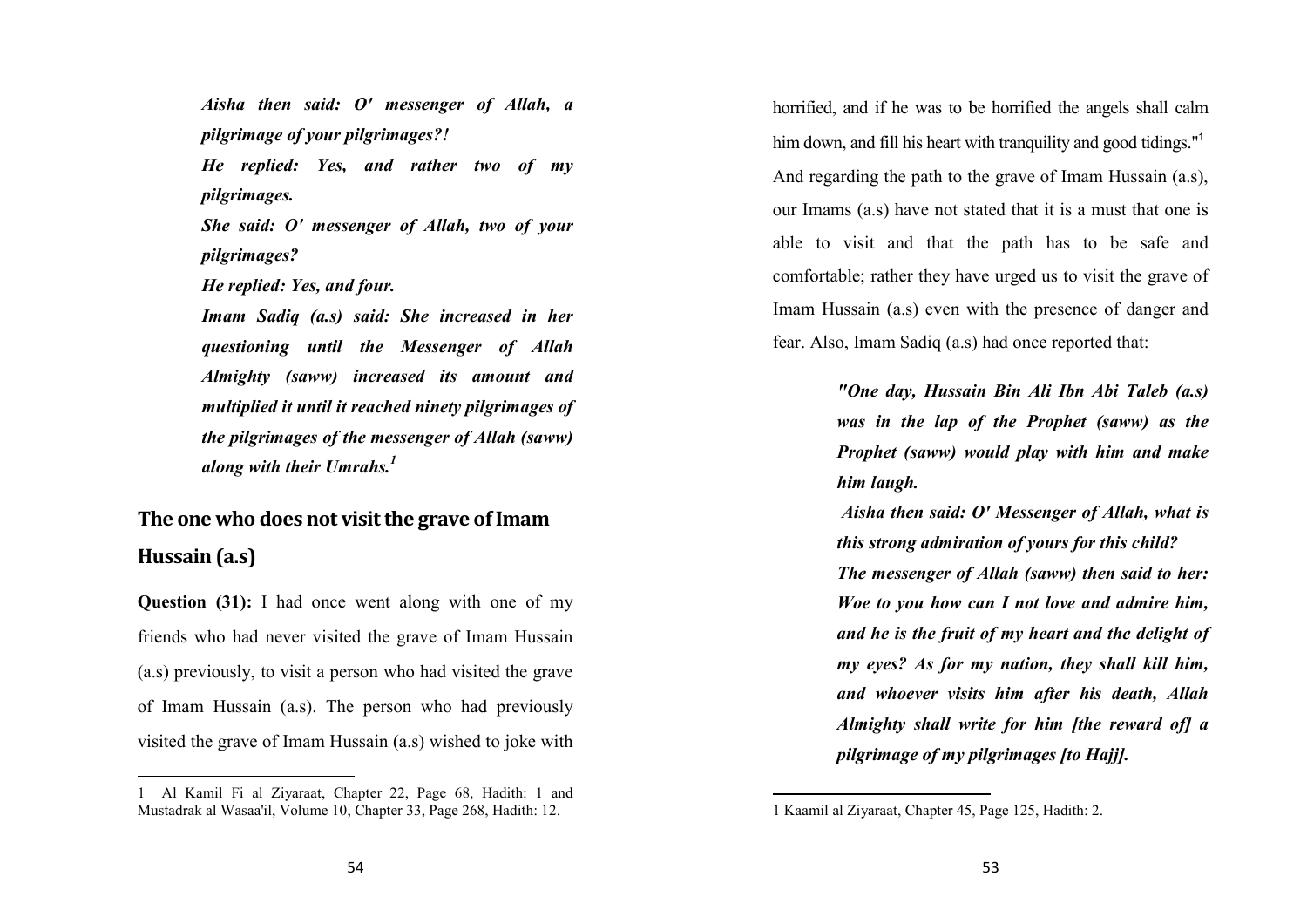horrified, and if he was to be horrified the angels shall calm him down, and fill his heart with tranquility and good tidings."[1]

And regarding the path to the grave of Imam Hussain (a.s), our Imams (a.s) have not stated that it is a must that one is able to visit and that the path has to be safe and comfortable; rather they have urged us to visit the grave of Imam Hussain (a.s) even with the presence of danger and fear. Also, Imam Sadiq (a.s) had once reported that:

> ***"One day, Hussain Bin Ali Ibn Abi Taleb (a.s) was in the lap of the Prophet (saww) as the Prophet (saww) would play with him and make him laugh.***
>
> ***Aisha then said: O' Messenger of Allah, what is this strong admiration of yours for this child?***
>
> ***The messenger of Allah (saww) then said to her: Woe to you how can I not love and admire him, and he is the fruit of my heart and the delight of my eyes? As for my nation, they shall kill him, and whoever visits him after his death, Allah Almighty shall write for him [the reward of] a pilgrimage of my pilgrimages [to Hajj].***

1 Kaamil al Ziyaraat, Chapter 45, Page 125, Hadith: 2.

> ***Aisha then said: O' messenger of Allah, a pilgrimage of your pilgrimages?!***
>
> ***He replied: Yes, and rather two of my pilgrimages.***
>
> ***She said: O' messenger of Allah, two of your pilgrimages?***
>
> ***He replied: Yes, and four.***
>
> ***Imam Sadiq (a.s) said: She increased in her questioning until the Messenger of Allah Almighty (saww) increased its amount and multiplied it until it reached ninety pilgrimages of the pilgrimages of the messenger of Allah (saww) along with their Umrahs.***[1]

## The one who does not visit the grave of Imam Hussain (a.s)

**Question (31):** I had once went along with one of my friends who had never visited the grave of Imam Hussain (a.s) previously, to visit a person who had visited the grave of Imam Hussain (a.s). The person who had previously visited the grave of Imam Hussain (a.s) wished to joke with

1 Al Kamil Fi al Ziyaraat, Chapter 22, Page 68, Hadith: 1 and Mustadrak al Wasaa'il, Volume 10, Chapter 33, Page 268, Hadith: 12.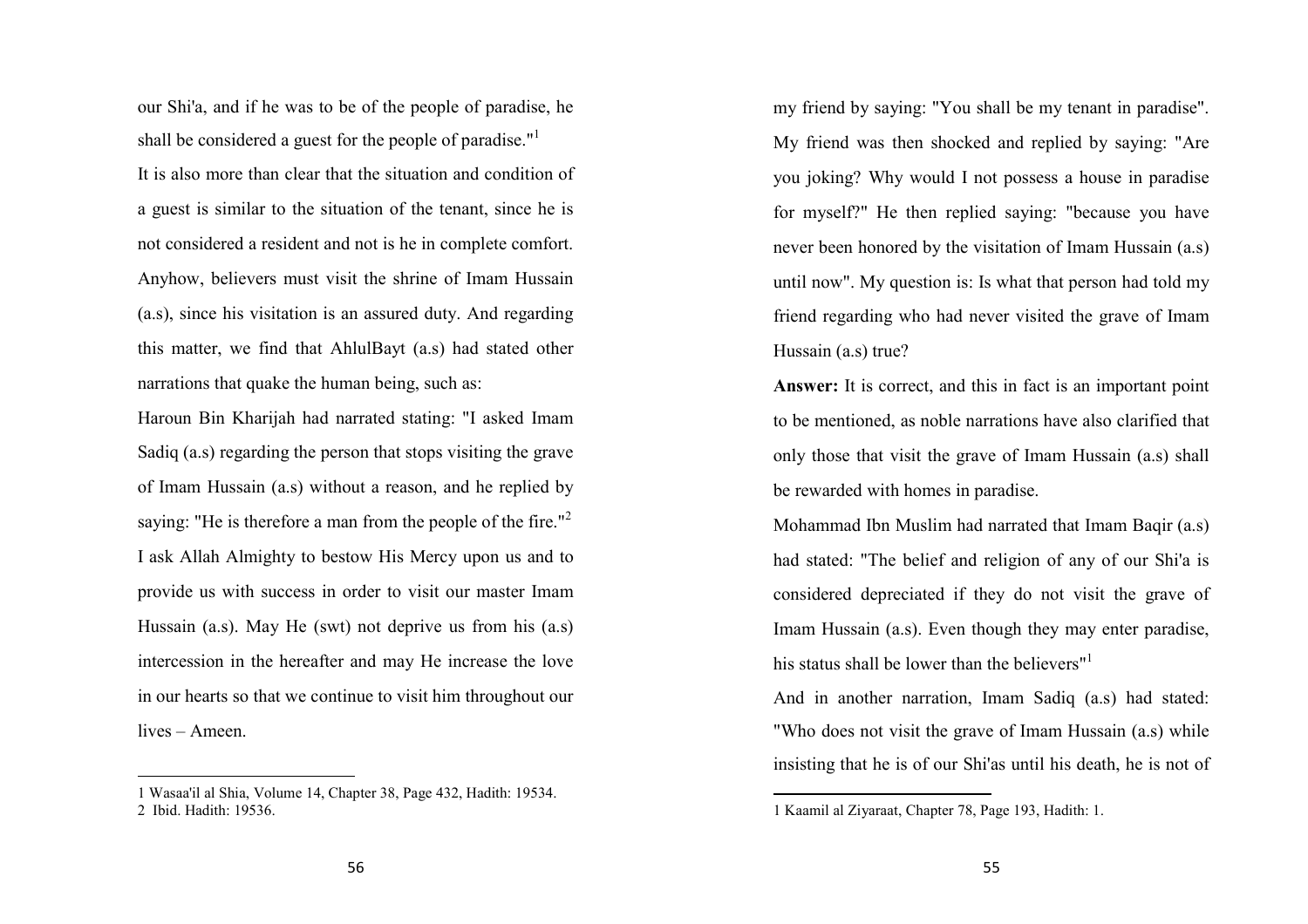my friend by saying: "You shall be my tenant in paradise". My friend was then shocked and replied by saying: "Are you joking? Why would I not possess a house in paradise for myself?" He then replied saying: "because you have never been honored by the visitation of Imam Hussain (a.s) until now". My question is: Is what that person had told my friend regarding who had never visited the grave of Imam Hussain (a.s) true?

**Answer:** It is correct, and this in fact is an important point to be mentioned, as noble narrations have also clarified that only those that visit the grave of Imam Hussain (a.s) shall be rewarded with homes in paradise.

Mohammad Ibn Muslim had narrated that Imam Baqir (a.s) had stated: "The belief and religion of any of our Shi'a is considered depreciated if they do not visit the grave of Imam Hussain (a.s). Even though they may enter paradise, his status shall be lower than the believers"[1]

And in another narration, Imam Sadiq (a.s) had stated: "Who does not visit the grave of Imam Hussain (a.s) while insisting that he is of our Shi'as until his death, he is not of our Shi'a, and if he was to be of the people of paradise, he shall be considered a guest for the people of paradise."[1]

It is also more than clear that the situation and condition of a guest is similar to the situation of the tenant, since he is not considered a resident and not is he in complete comfort. Anyhow, believers must visit the shrine of Imam Hussain (a.s), since his visitation is an assured duty. And regarding this matter, we find that AhlulBayt (a.s) had stated other narrations that quake the human being, such as:

Haroun Bin Kharijah had narrated stating: "I asked Imam Sadiq (a.s) regarding the person that stops visiting the grave of Imam Hussain (a.s) without a reason, and he replied by saying: "He is therefore a man from the people of the fire."[2]

I ask Allah Almighty to bestow His Mercy upon us and to provide us with success in order to visit our master Imam Hussain (a.s). May He (swt) not deprive us from his (a.s) intercession in the hereafter and may He increase the love in our hearts so that we continue to visit him throughout our lives – Ameen.

---

1 Kaamil al Ziyaraat, Chapter 78, Page 193, Hadith: 1.

1 Wasaa'il al Shia, Volume 14, Chapter 38, Page 432, Hadith: 19534.
2 Ibid. Hadith: 19536.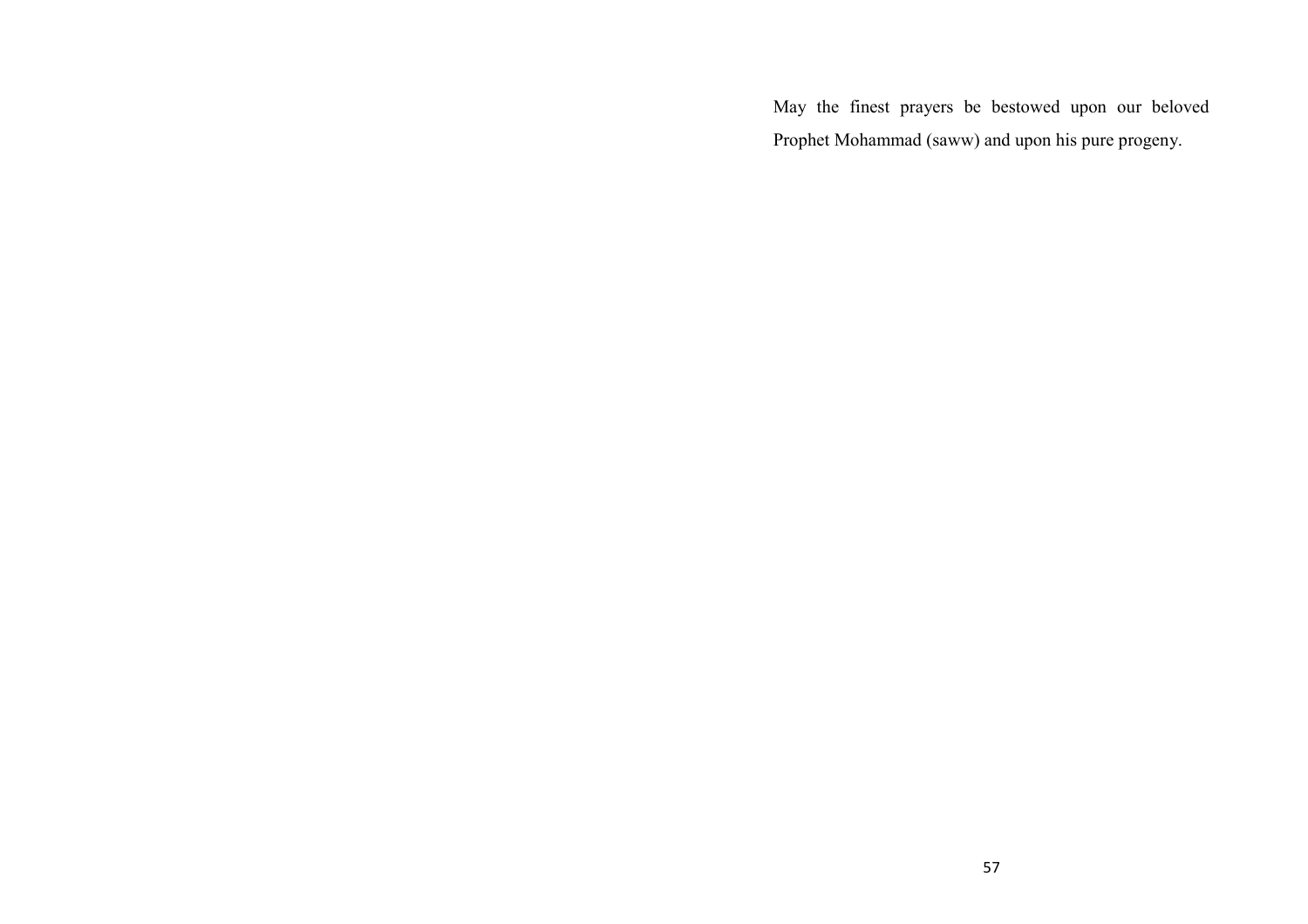May the finest prayers be bestowed upon our beloved Prophet Mohammad (saww) and upon his pure progeny.